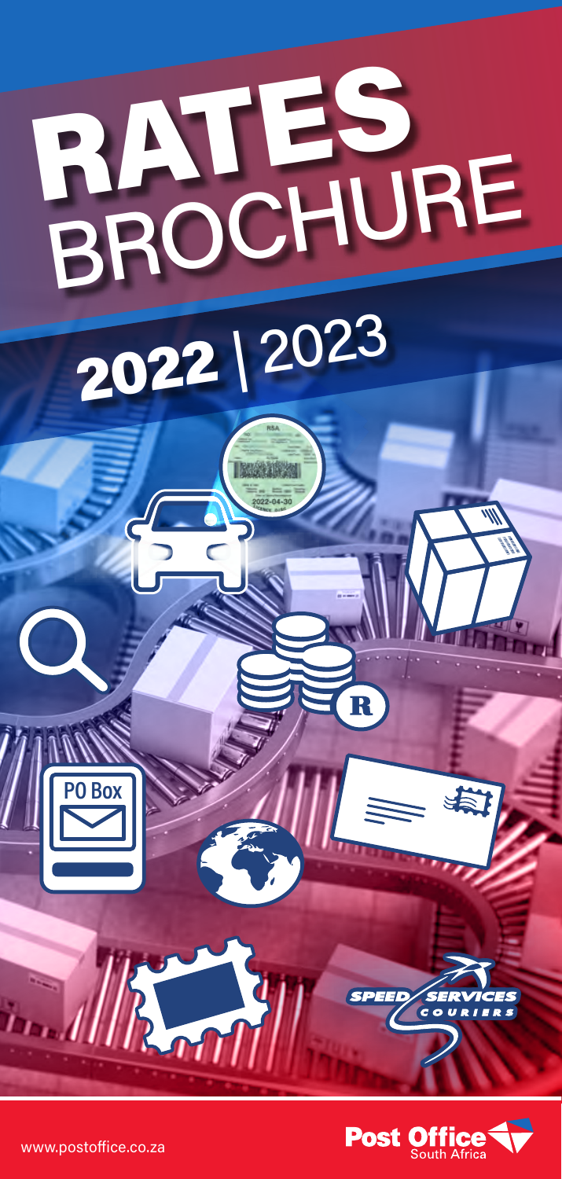# RATES BROCHURE

## 2022 | 2023

PO Box

SPEED SERVICES COURIERS

www.postoffice.co.za

Post Office South Africa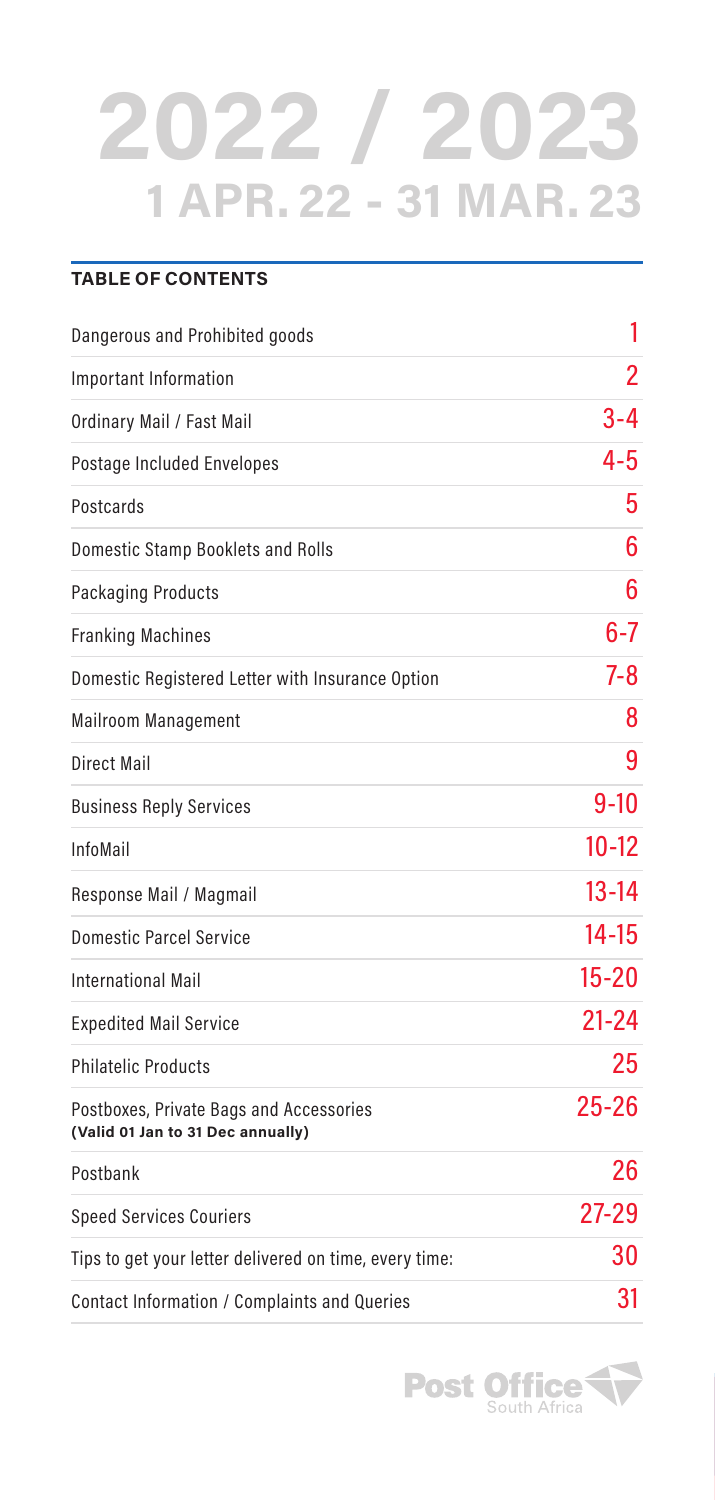# 2022 / 2023

## 1 APR. 22 - 31 MAR. 23

### TABLE OF CONTENTS

| | |
|---|---|
| Dangerous and Prohibited goods | 1 |
| Important Information | 2 |
| Ordinary Mail / Fast Mail | 3-4 |
| Postage Included Envelopes | 4-5 |
| Postcards | 5 |
| Domestic Stamp Booklets and Rolls | 6 |
| Packaging Products | 6 |
| Franking Machines | 6-7 |
| Domestic Registered Letter with Insurance Option | 7-8 |
| Mailroom Management | 8 |
| Direct Mail | 9 |
| Business Reply Services | 9-10 |
| InfoMail | 10-12 |
| Response Mail / Magmail | 13-14 |
| Domestic Parcel Service | 14-15 |
| International Mail | 15-20 |
| Expedited Mail Service | 21-24 |
| Philatelic Products | 25 |
| Postboxes, Private Bags and Accessories **(Valid 01 Jan to 31 Dec annually)** | 25-26 |
| Postbank | 26 |
| Speed Services Couriers | 27-29 |
| Tips to get your letter delivered on time, every time: | 30 |
| Contact Information / Complaints and Queries | 31 |

Post Office South Africa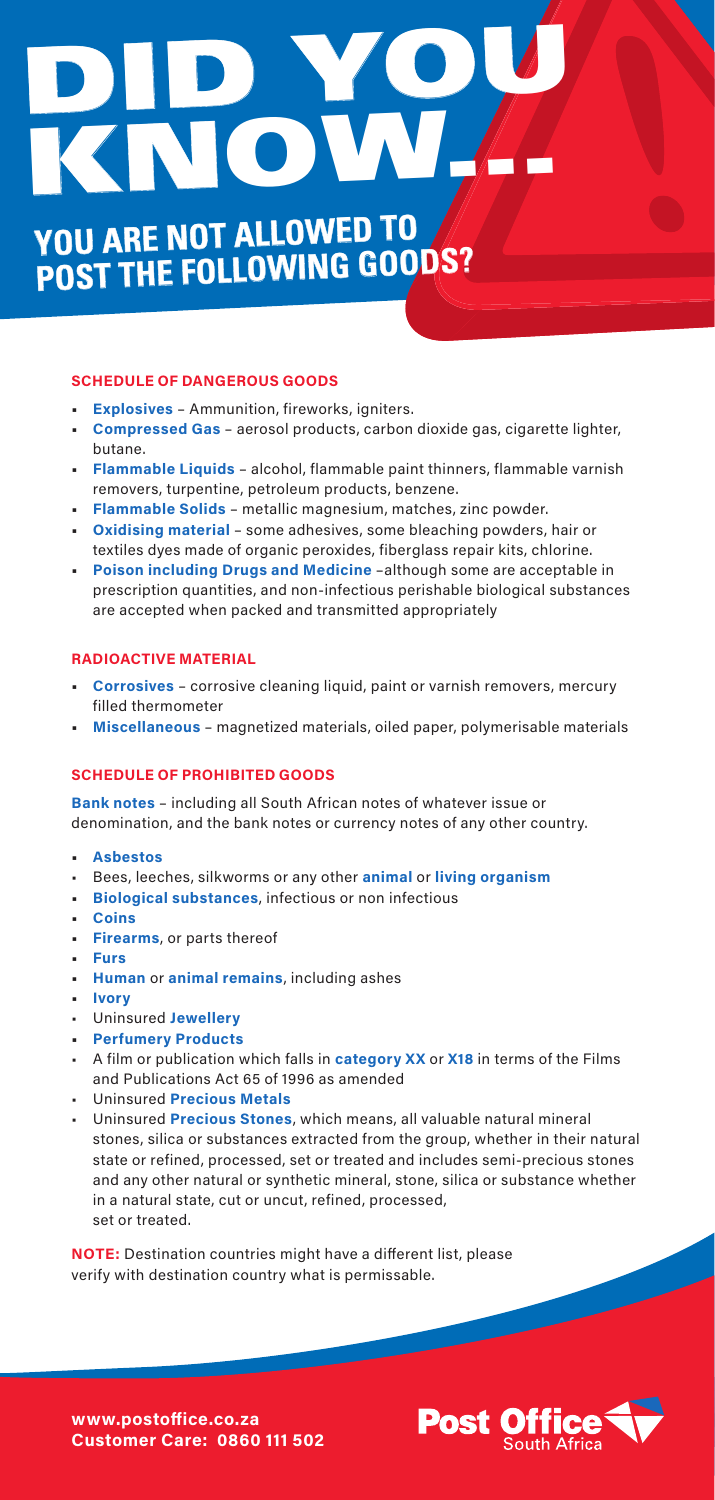# DID YOU KNOW...

## YOU ARE NOT ALLOWED TO POST THE FOLLOWING GOODS?

### SCHEDULE OF DANGEROUS GOODS

- **Explosives** – Ammunition, fireworks, igniters.
- **Compressed Gas** – aerosol products, carbon dioxide gas, cigarette lighter, butane.
- **Flammable Liquids** – alcohol, flammable paint thinners, flammable varnish removers, turpentine, petroleum products, benzene.
- **Flammable Solids** – metallic magnesium, matches, zinc powder.
- **Oxidising material** – some adhesives, some bleaching powders, hair or textiles dyes made of organic peroxides, fiberglass repair kits, chlorine.
- **Poison including Drugs and Medicine** –although some are acceptable in prescription quantities, and non-infectious perishable biological substances are accepted when packed and transmitted appropriately

### RADIOACTIVE MATERIAL

- **Corrosives** – corrosive cleaning liquid, paint or varnish removers, mercury filled thermometer
- **Miscellaneous** – magnetized materials, oiled paper, polymerisable materials

### SCHEDULE OF PROHIBITED GOODS

**Bank notes** – including all South African notes of whatever issue or denomination, and the bank notes or currency notes of any other country.

- **Asbestos**
- Bees, leeches, silkworms or any other **animal** or **living organism**
- **Biological substances**, infectious or non infectious
- **Coins**
- **Firearms**, or parts thereof
- **Furs**
- **Human** or **animal remains**, including ashes
- **Ivory**
- Uninsured **Jewellery**
- **Perfumery Products**
- A film or publication which falls in **category XX** or **X18** in terms of the Films and Publications Act 65 of 1996 as amended
- Uninsured **Precious Metals**
- Uninsured **Precious Stones**, which means, all valuable natural mineral stones, silica or substances extracted from the group, whether in their natural state or refined, processed, set or treated and includes semi-precious stones and any other natural or synthetic mineral, stone, silica or substance whether in a natural state, cut or uncut, refined, processed, set or treated.

**NOTE:** Destination countries might have a different list, please verify with destination country what is permissable.

**www.postoffice.co.za**
**Customer Care: 0860 111 502**

Post Office South Africa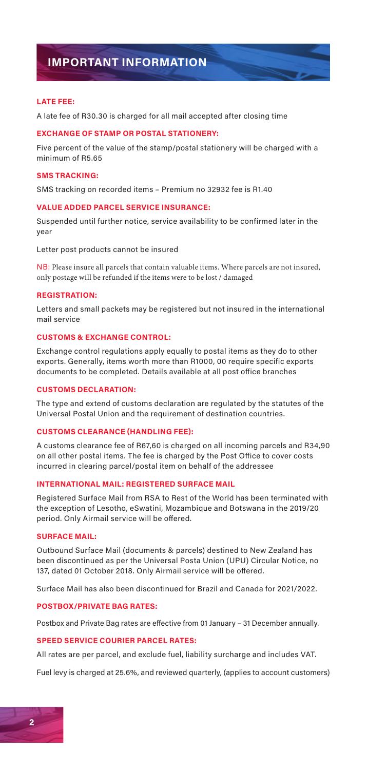# IMPORTANT INFORMATION

### LATE FEE:

A late fee of R30.30 is charged for all mail accepted after closing time

### EXCHANGE OF STAMP OR POSTAL STATIONERY:

Five percent of the value of the stamp/postal stationery will be charged with a minimum of R5.65

### SMS TRACKING:

SMS tracking on recorded items – Premium no 32932 fee is R1.40

### VALUE ADDED PARCEL SERVICE INSURANCE:

Suspended until further notice, service availability to be confirmed later in the year

Letter post products cannot be insured

NB: Please insure all parcels that contain valuable items. Where parcels are not insured, only postage will be refunded if the items were to be lost / damaged

### REGISTRATION:

Letters and small packets may be registered but not insured in the international mail service

### CUSTOMS & EXCHANGE CONTROL:

Exchange control regulations apply equally to postal items as they do to other exports. Generally, items worth more than R1000, 00 require specific exports documents to be completed. Details available at all post office branches

### CUSTOMS DECLARATION:

The type and extend of customs declaration are regulated by the statutes of the Universal Postal Union and the requirement of destination countries.

### CUSTOMS CLEARANCE (HANDLING FEE):

A customs clearance fee of R67,60 is charged on all incoming parcels and R34,90 on all other postal items. The fee is charged by the Post Office to cover costs incurred in clearing parcel/postal item on behalf of the addressee

### INTERNATIONAL MAIL: REGISTERED SURFACE MAIL

Registered Surface Mail from RSA to Rest of the World has been terminated with the exception of Lesotho, eSwatini, Mozambique and Botswana in the 2019/20 period. Only Airmail service will be offered.

### SURFACE MAIL:

Outbound Surface Mail (documents & parcels) destined to New Zealand has been discontinued as per the Universal Posta Union (UPU) Circular Notice, no 137, dated 01 October 2018. Only Airmail service will be offered.

Surface Mail has also been discontinued for Brazil and Canada for 2021/2022.

### POSTBOX/PRIVATE BAG RATES:

Postbox and Private Bag rates are effective from 01 January – 31 December annually.

### SPEED SERVICE COURIER PARCEL RATES:

All rates are per parcel, and exclude fuel, liability surcharge and includes VAT.

Fuel levy is charged at 25.6%, and reviewed quarterly, (applies to account customers)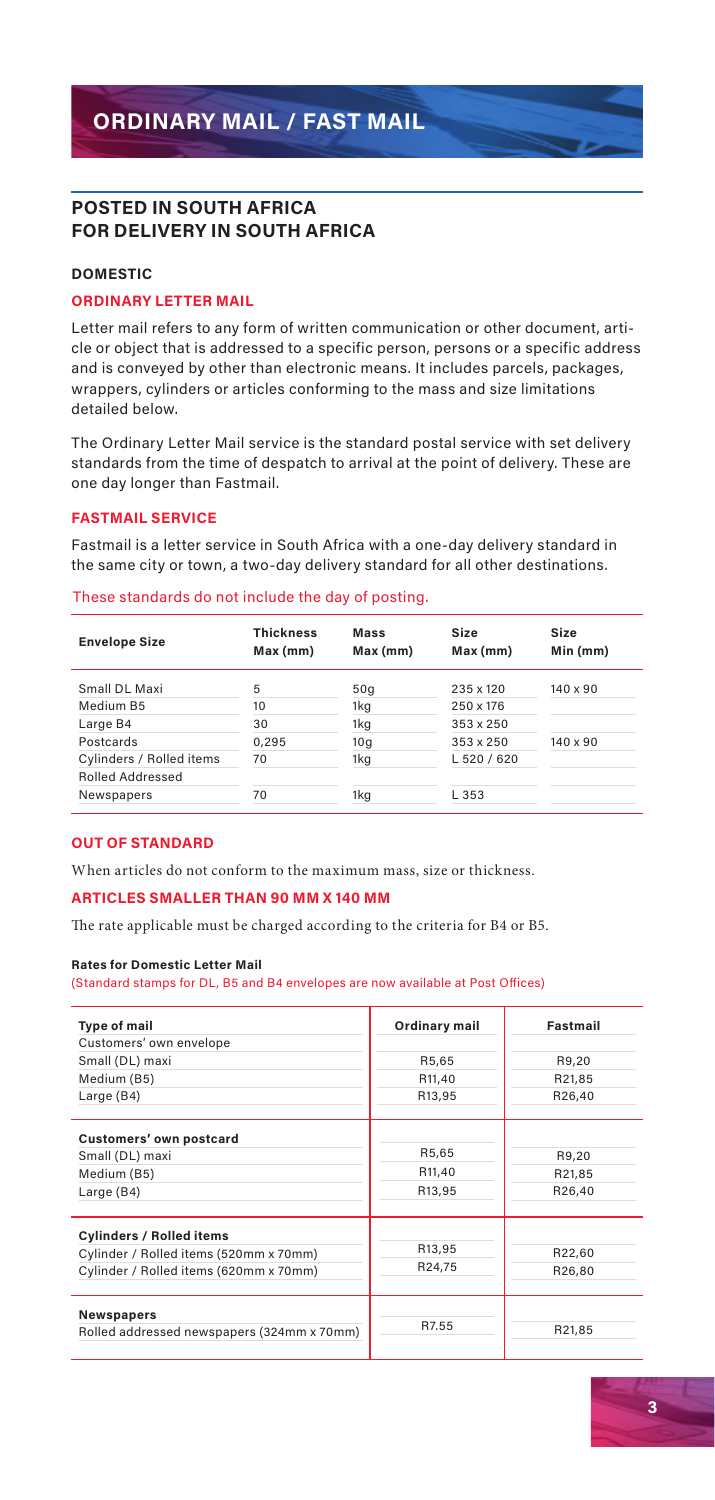# ORDINARY MAIL / FAST MAIL

## POSTED IN SOUTH AFRICA FOR DELIVERY IN SOUTH AFRICA

### DOMESTIC

### ORDINARY LETTER MAIL

Letter mail refers to any form of written communication or other document, article or object that is addressed to a specific person, persons or a specific address and is conveyed by other than electronic means. It includes parcels, packages, wrappers, cylinders or articles conforming to the mass and size limitations detailed below.

The Ordinary Letter Mail service is the standard postal service with set delivery standards from the time of despatch to arrival at the point of delivery. These are one day longer than Fastmail.

### FASTMAIL SERVICE

Fastmail is a letter service in South Africa with a one-day delivery standard in the same city or town, a two-day delivery standard for all other destinations.

These standards do not include the day of posting.

| Envelope Size | Thickness Max (mm) | Mass Max (mm) | Size Max (mm) | Size Min (mm) |
|---|---|---|---|---|
| Small DL Maxi | 5 | 50g | 235 x 120 | 140 x 90 |
| Medium B5 | 10 | 1kg | 250 x 176 | |
| Large B4 | 30 | 1kg | 353 x 250 | |
| Postcards | 0,295 | 10g | 353 x 250 | 140 x 90 |
| Cylinders / Rolled items | 70 | 1kg | L 520 / 620 | |
| Rolled Addressed | | | | |
| Newspapers | 70 | 1kg | L 353 | |

### OUT OF STANDARD

When articles do not conform to the maximum mass, size or thickness.

### ARTICLES SMALLER THAN 90 MM X 140 MM

The rate applicable must be charged according to the criteria for B4 or B5.

**Rates for Domestic Letter Mail**

(Standard stamps for DL, B5 and B4 envelopes are now available at Post Offices)

| Type of mail | Ordinary mail | Fastmail |
|---|---|---|
| Customers' own envelope | | |
| Small (DL) maxi | R5,65 | R9,20 |
| Medium (B5) | R11,40 | R21,85 |
| Large (B4) | R13,95 | R26,40 |
| **Customers' own postcard** | | |
| Small (DL) maxi | R5,65 | R9,20 |
| Medium (B5) | R11,40 | R21,85 |
| Large (B4) | R13,95 | R26,40 |
| **Cylinders / Rolled items** | | |
| Cylinder / Rolled items (520mm x 70mm) | R13,95 | R22,60 |
| Cylinder / Rolled items (620mm x 70mm) | R24,75 | R26,80 |
| **Newspapers** | | |
| Rolled addressed newspapers (324mm x 70mm) | R7.55 | R21,85 |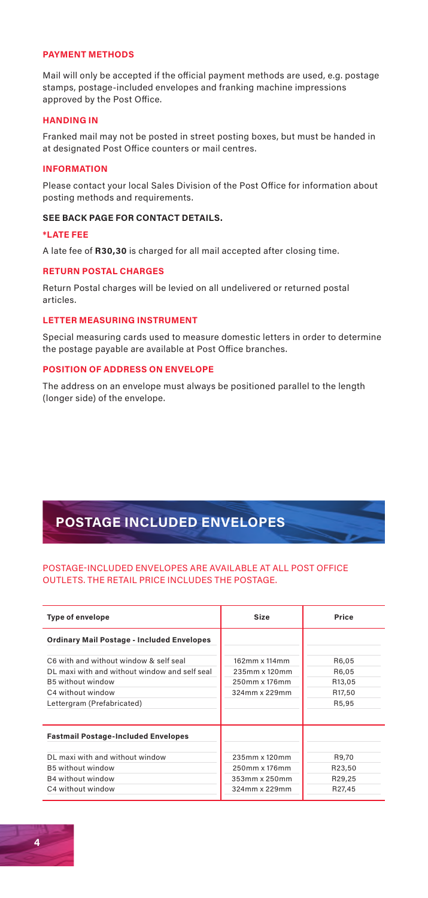### PAYMENT METHODS

Mail will only be accepted if the official payment methods are used, e.g. postage stamps, postage-included envelopes and franking machine impressions approved by the Post Office.

### HANDING IN

Franked mail may not be posted in street posting boxes, but must be handed in at designated Post Office counters or mail centres.

### INFORMATION

Please contact your local Sales Division of the Post Office for information about posting methods and requirements.

**SEE BACK PAGE FOR CONTACT DETAILS.**

### *LATE FEE

A late fee of **R30,30** is charged for all mail accepted after closing time.

### RETURN POSTAL CHARGES

Return Postal charges will be levied on all undelivered or returned postal articles.

### LETTER MEASURING INSTRUMENT

Special measuring cards used to measure domestic letters in order to determine the postage payable are available at Post Office branches.

### POSITION OF ADDRESS ON ENVELOPE

The address on an envelope must always be positioned parallel to the length (longer side) of the envelope.

## POSTAGE INCLUDED ENVELOPES

POSTAGE-INCLUDED ENVELOPES ARE AVAILABLE AT ALL POST OFFICE OUTLETS. THE RETAIL PRICE INCLUDES THE POSTAGE.

| Type of envelope | Size | Price |
|---|---|---|
| **Ordinary Mail Postage - Included Envelopes** | | |
| C6 with and without window & self seal | 162mm x 114mm | R6,05 |
| DL maxi with and without window and self seal | 235mm x 120mm | R6,05 |
| B5 without window | 250mm x 176mm | R13,05 |
| C4 without window | 324mm x 229mm | R17,50 |
| Lettergram (Prefabricated) | | R5,95 |
| **Fastmail Postage-Included Envelopes** | | |
| DL maxi with and without window | 235mm x 120mm | R9,70 |
| B5 without window | 250mm x 176mm | R23,50 |
| B4 without window | 353mm x 250mm | R29,25 |
| C4 without window | 324mm x 229mm | R27,45 |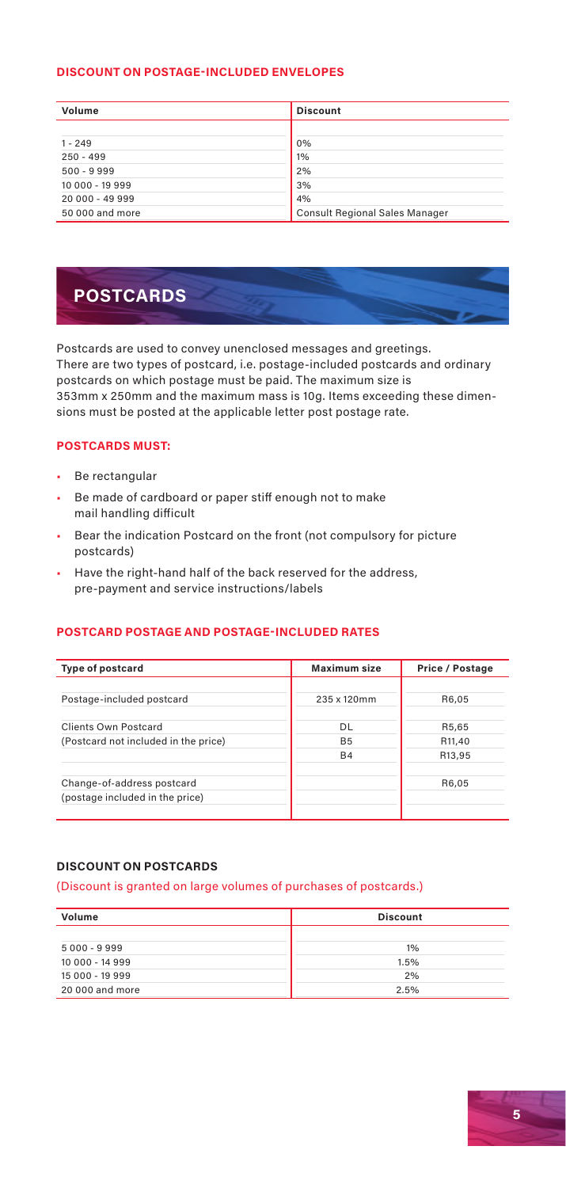### DISCOUNT ON POSTAGE-INCLUDED ENVELOPES

| Volume | Discount |
|---|---|
| 1 - 249 | 0% |
| 250 - 499 | 1% |
| 500 - 9 999 | 2% |
| 10 000 - 19 999 | 3% |
| 20 000 - 49 999 | 4% |
| 50 000 and more | Consult Regional Sales Manager |

## POSTCARDS

Postcards are used to convey unenclosed messages and greetings. There are two types of postcard, i.e. postage-included postcards and ordinary postcards on which postage must be paid. The maximum size is 353mm x 250mm and the maximum mass is 10g. Items exceeding these dimensions must be posted at the applicable letter post postage rate.

### POSTCARDS MUST:

- Be rectangular
- Be made of cardboard or paper stiff enough not to make mail handling difficult
- Bear the indication Postcard on the front (not compulsory for picture postcards)
- Have the right-hand half of the back reserved for the address, pre-payment and service instructions/labels

### POSTCARD POSTAGE AND POSTAGE-INCLUDED RATES

| Type of postcard | Maximum size | Price / Postage |
|---|---|---|
| Postage-included postcard | 235 x 120mm | R6,05 |
| Clients Own Postcard | DL | R5,65 |
| (Postcard not included in the price) | B5 | R11,40 |
| | B4 | R13,95 |
| Change-of-address postcard | | R6,05 |
| (postage included in the price) | | |

### DISCOUNT ON POSTCARDS

(Discount is granted on large volumes of purchases of postcards.)

| Volume | Discount |
|---|---|
| 5 000 - 9 999 | 1% |
| 10 000 - 14 999 | 1.5% |
| 15 000 - 19 999 | 2% |
| 20 000 and more | 2.5% |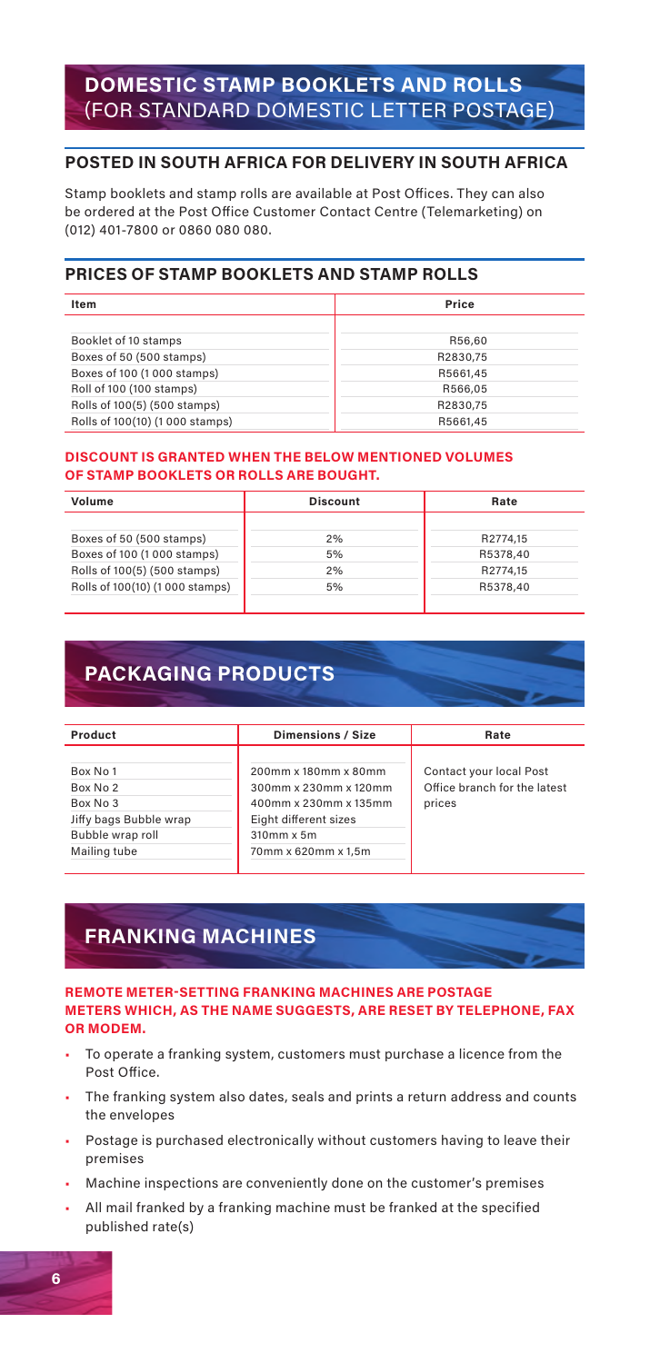## DOMESTIC STAMP BOOKLETS AND ROLLS (FOR STANDARD DOMESTIC LETTER POSTAGE)

### POSTED IN SOUTH AFRICA FOR DELIVERY IN SOUTH AFRICA

Stamp booklets and stamp rolls are available at Post Offices. They can also be ordered at the Post Office Customer Contact Centre (Telemarketing) on (012) 401-7800 or 0860 080 080.

### PRICES OF STAMP BOOKLETS AND STAMP ROLLS

| Item | Price |
|---|---|
| Booklet of 10 stamps | R56,60 |
| Boxes of 50 (500 stamps) | R2830,75 |
| Boxes of 100 (1 000 stamps) | R5661,45 |
| Roll of 100 (100 stamps) | R566,05 |
| Rolls of 100(5) (500 stamps) | R2830,75 |
| Rolls of 100(10) (1 000 stamps) | R5661,45 |

#### DISCOUNT IS GRANTED WHEN THE BELOW MENTIONED VOLUMES OF STAMP BOOKLETS OR ROLLS ARE BOUGHT.

| Volume | Discount | Rate |
|---|---|---|
| Boxes of 50 (500 stamps) | 2% | R2774,15 |
| Boxes of 100 (1 000 stamps) | 5% | R5378,40 |
| Rolls of 100(5) (500 stamps) | 2% | R2774,15 |
| Rolls of 100(10) (1 000 stamps) | 5% | R5378,40 |

## PACKAGING PRODUCTS

| Product | Dimensions / Size | Rate |
|---|---|---|
| Box No 1 | 200mm x 180mm x 80mm | Contact your local Post Office branch for the latest prices |
| Box No 2 | 300mm x 230mm x 120mm | |
| Box No 3 | 400mm x 230mm x 135mm | |
| Jiffy bags Bubble wrap | Eight different sizes | |
| Bubble wrap roll | 310mm x 5m | |
| Mailing tube | 70mm x 620mm x 1,5m | |

## FRANKING MACHINES

#### REMOTE METER-SETTING FRANKING MACHINES ARE POSTAGE METERS WHICH, AS THE NAME SUGGESTS, ARE RESET BY TELEPHONE, FAX OR MODEM.

- To operate a franking system, customers must purchase a licence from the Post Office.
- The franking system also dates, seals and prints a return address and counts the envelopes
- Postage is purchased electronically without customers having to leave their premises
- Machine inspections are conveniently done on the customer's premises
- All mail franked by a franking machine must be franked at the specified published rate(s)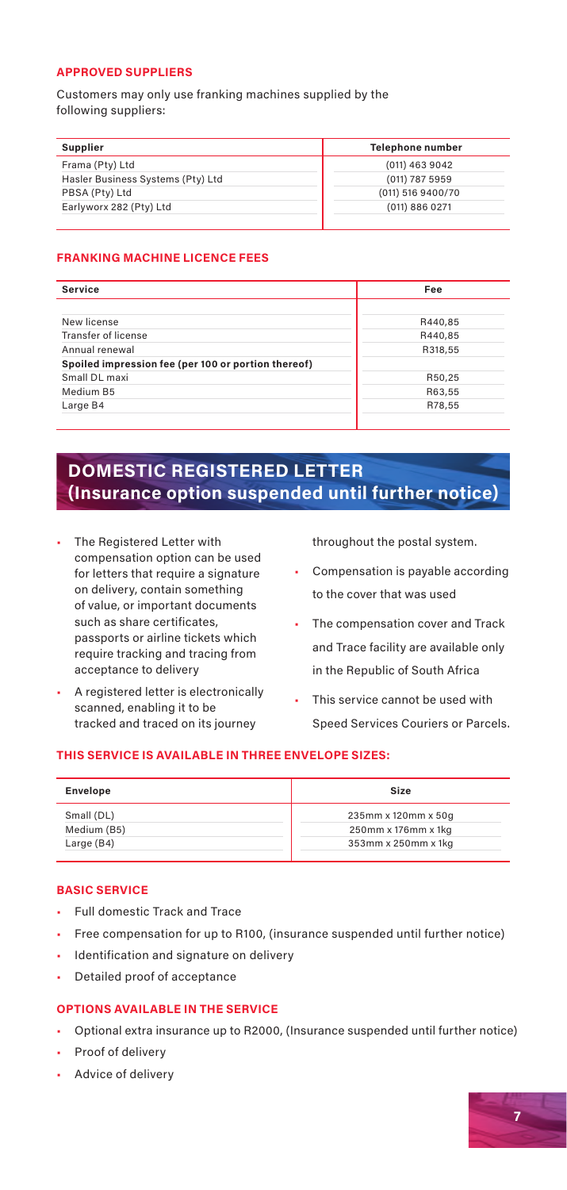### APPROVED SUPPLIERS

Customers may only use franking machines supplied by the following suppliers:

| Supplier | Telephone number |
|---|---|
| Frama (Pty) Ltd | (011) 463 9042 |
| Hasler Business Systems (Pty) Ltd | (011) 787 5959 |
| PBSA (Pty) Ltd | (011) 516 9400/70 |
| Earlyworx 282 (Pty) Ltd | (011) 886 0271 |

### FRANKING MACHINE LICENCE FEES

| Service | Fee |
|---|---|
| New license | R440,85 |
| Transfer of license | R440,85 |
| Annual renewal | R318,55 |
| **Spoiled impression fee (per 100 or portion thereof)** | |
| Small DL maxi | R50,25 |
| Medium B5 | R63,55 |
| Large B4 | R78,55 |

## DOMESTIC REGISTERED LETTER (Insurance option suspended until further notice)

- The Registered Letter with compensation option can be used for letters that require a signature on delivery, contain something of value, or important documents such as share certificates, passports or airline tickets which require tracking and tracing from acceptance to delivery
- A registered letter is electronically scanned, enabling it to be tracked and traced on its journey throughout the postal system.
- Compensation is payable according to the cover that was used
- The compensation cover and Track and Trace facility are available only in the Republic of South Africa
- This service cannot be used with Speed Services Couriers or Parcels.

### THIS SERVICE IS AVAILABLE IN THREE ENVELOPE SIZES:

| Envelope | Size |
|---|---|
| Small (DL) | 235mm x 120mm x 50g |
| Medium (B5) | 250mm x 176mm x 1kg |
| Large (B4) | 353mm x 250mm x 1kg |

### BASIC SERVICE

- Full domestic Track and Trace
- Free compensation for up to R100, (insurance suspended until further notice)
- Identification and signature on delivery
- Detailed proof of acceptance

### OPTIONS AVAILABLE IN THE SERVICE

- Optional extra insurance up to R2000, (Insurance suspended until further notice)
- Proof of delivery
- Advice of delivery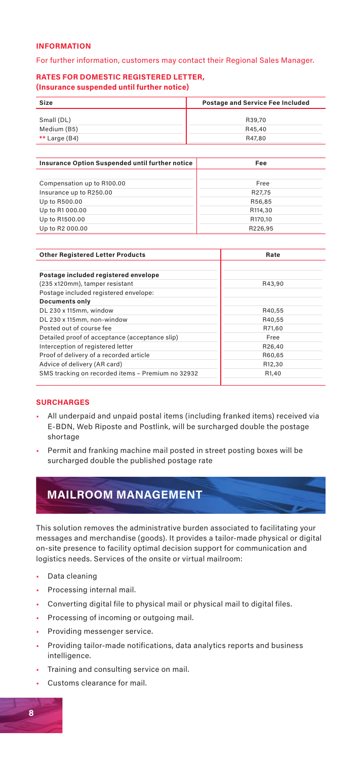### INFORMATION

For further information, customers may contact their Regional Sales Manager.

### RATES FOR DOMESTIC REGISTERED LETTER, (Insurance suspended until further notice)

| Size | Postage and Service Fee Included |
|---|---|
| Small (DL) | R39,70 |
| Medium (B5) | R45,40 |
| ** Large (B4) | R47,80 |

| Insurance Option Suspended until further notice | Fee |
|---|---|
| Compensation up to R100.00 | Free |
| Insurance up to R250.00 | R27,75 |
| Up to R500.00 | R56,85 |
| Up to R1 000.00 | R114,30 |
| Up to R1500.00 | R170,10 |
| Up to R2 000.00 | R226,95 |

| Other Registered Letter Products | Rate |
|---|---|
| **Postage included registered envelope** | |
| (235 x120mm), tamper resistant | R43,90 |
| Postage included registered envelope: | |
| **Documents only** | |
| DL 230 x 115mm, window | R40,55 |
| DL 230 x 115mm, non-window | R40,55 |
| Posted out of course fee | R71,60 |
| Detailed proof of acceptance (acceptance slip) | Free |
| Interception of registered letter | R26,40 |
| Proof of delivery of a recorded article | R60,65 |
| Advice of delivery (AR card) | R12,30 |
| SMS tracking on recorded items – Premium no 32932 | R1,40 |

### SURCHARGES

- All underpaid and unpaid postal items (including franked items) received via E-BDN, Web Riposte and Postlink, will be surcharged double the postage shortage
- Permit and franking machine mail posted in street posting boxes will be surcharged double the published postage rate

## MAILROOM MANAGEMENT

This solution removes the administrative burden associated to facilitating your messages and merchandise (goods). It provides a tailor-made physical or digital on-site presence to facility optimal decision support for communication and logistics needs. Services of the onsite or virtual mailroom:

- Data cleaning
- Processing internal mail.
- Converting digital file to physical mail or physical mail to digital files.
- Processing of incoming or outgoing mail.
- Providing messenger service.
- Providing tailor-made notifications, data analytics reports and business intelligence.
- Training and consulting service on mail.
- Customs clearance for mail.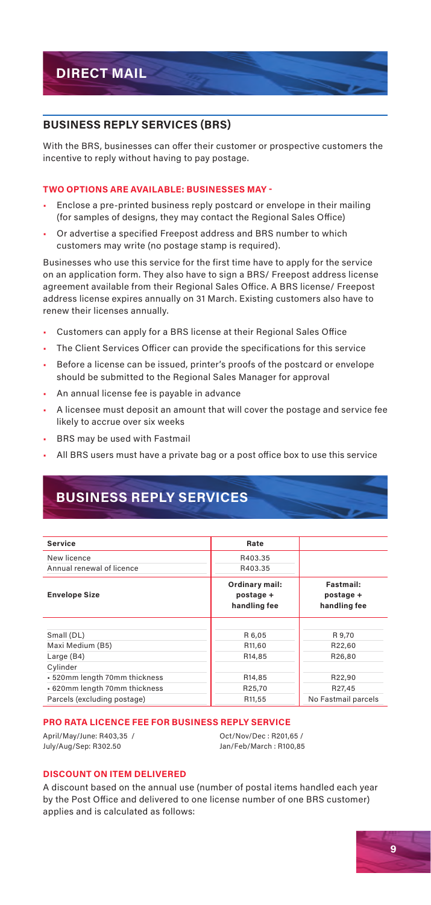# DIRECT MAIL

## BUSINESS REPLY SERVICES (BRS)

With the BRS, businesses can offer their customer or prospective customers the incentive to reply without having to pay postage.

### TWO OPTIONS ARE AVAILABLE: BUSINESSES MAY -

- Enclose a pre-printed business reply postcard or envelope in their mailing (for samples of designs, they may contact the Regional Sales Office)
- Or advertise a specified Freepost address and BRS number to which customers may write (no postage stamp is required).

Businesses who use this service for the first time have to apply for the service on an application form. They also have to sign a BRS/ Freepost address license agreement available from their Regional Sales Office. A BRS license/ Freepost address license expires annually on 31 March. Existing customers also have to renew their licenses annually.

- Customers can apply for a BRS license at their Regional Sales Office
- The Client Services Officer can provide the specifications for this service
- Before a license can be issued, printer's proofs of the postcard or envelope should be submitted to the Regional Sales Manager for approval
- An annual license fee is payable in advance
- A licensee must deposit an amount that will cover the postage and service fee likely to accrue over six weeks
- BRS may be used with Fastmail
- All BRS users must have a private bag or a post office box to use this service

## BUSINESS REPLY SERVICES

| Service | Rate | |
|---|---|---|
| New licence | R403.35 | |
| Annual renewal of licence | R403.35 | |
| **Envelope Size** | **Ordinary mail: postage + handling fee** | **Fastmail: postage + handling fee** |
| Small (DL) | R 6,05 | R 9,70 |
| Maxi Medium (B5) | R11,60 | R22,60 |
| Large (B4) | R14,85 | R26,80 |
| Cylinder | | |
| • 520mm length 70mm thickness | R14,85 | R22,90 |
| • 620mm length 70mm thickness | R25,70 | R27,45 |
| Parcels (excluding postage) | R11,55 | No Fastmail parcels |

### PRO RATA LICENCE FEE FOR BUSINESS REPLY SERVICE

April/May/June: R403,35 /
July/Aug/Sep: R302.50

Oct/Nov/Dec : R201,65 /
Jan/Feb/March : R100,85

### DISCOUNT ON ITEM DELIVERED

A discount based on the annual use (number of postal items handled each year by the Post Office and delivered to one license number of one BRS customer) applies and is calculated as follows: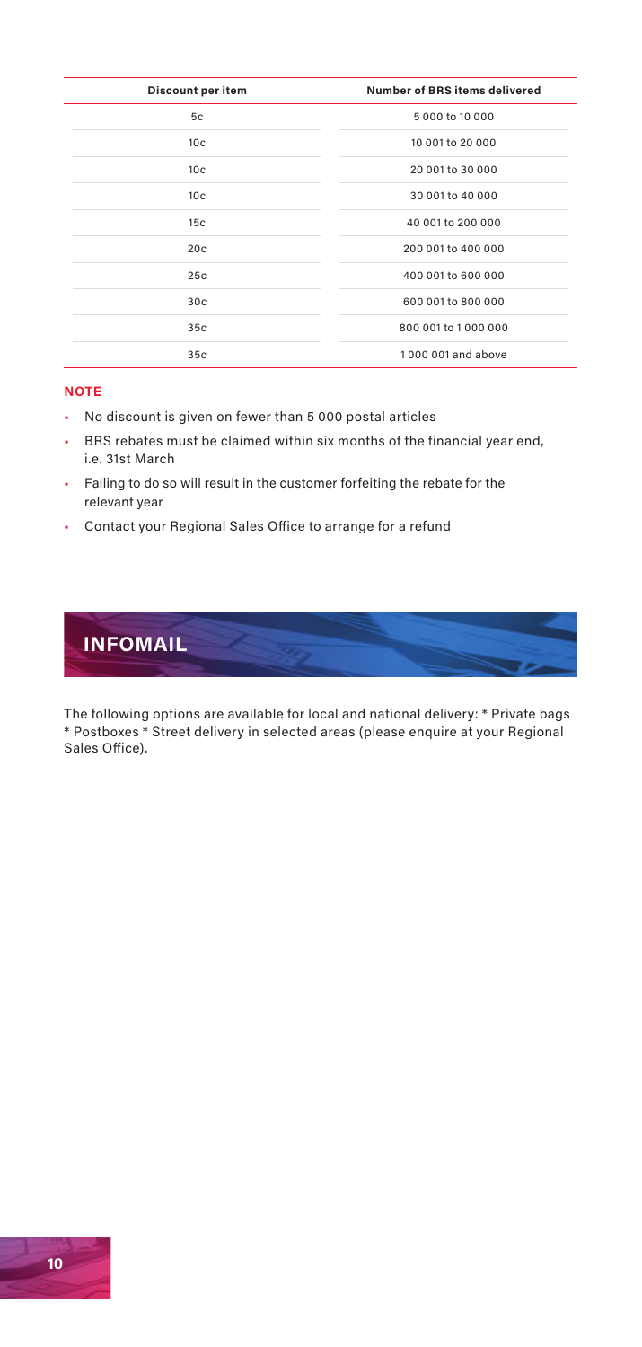| Discount per item | Number of BRS items delivered |
| --- | --- |
| 5c | 5 000 to 10 000 |
| 10c | 10 001 to 20 000 |
| 10c | 20 001 to 30 000 |
| 10c | 30 001 to 40 000 |
| 15c | 40 001 to 200 000 |
| 20c | 200 001 to 400 000 |
| 25c | 400 001 to 600 000 |
| 30c | 600 001 to 800 000 |
| 35c | 800 001 to 1 000 000 |
| 35c | 1 000 001 and above |

**NOTE**

- No discount is given on fewer than 5 000 postal articles
- BRS rebates must be claimed within six months of the financial year end, i.e. 31st March
- Failing to do so will result in the customer forfeiting the rebate for the relevant year
- Contact your Regional Sales Office to arrange for a refund

## INFOMAIL

The following options are available for local and national delivery: * Private bags * Postboxes * Street delivery in selected areas (please enquire at your Regional Sales Office).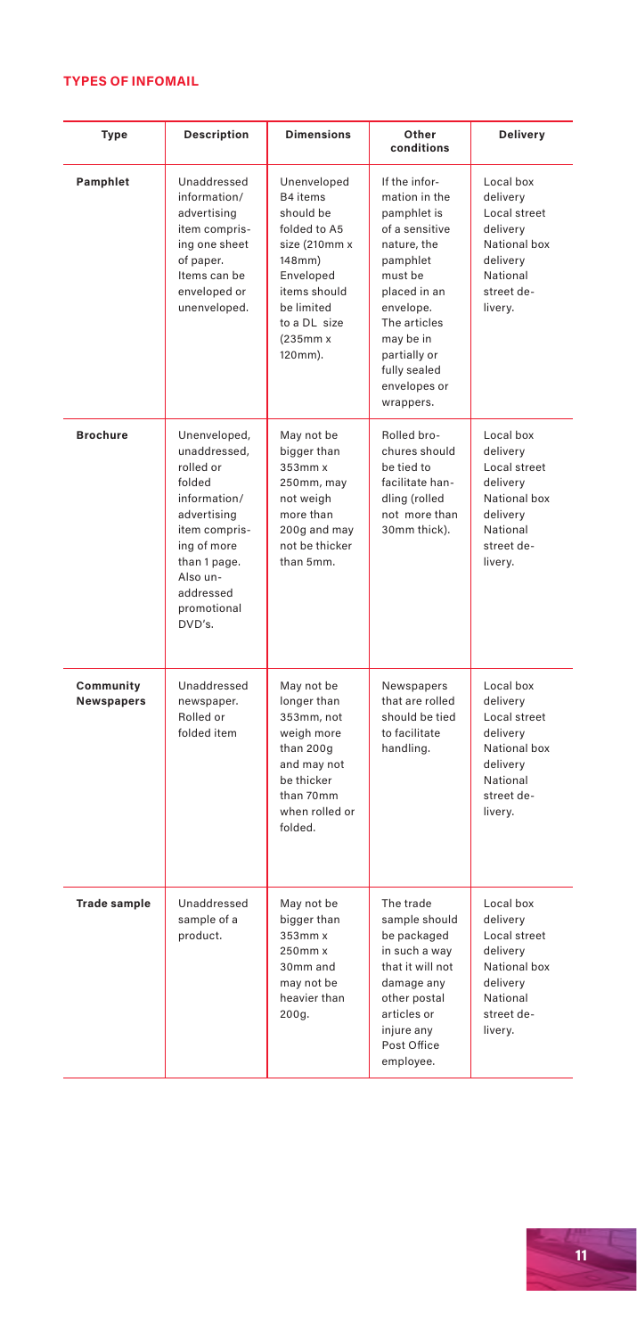## TYPES OF INFOMAIL

| Type | Description | Dimensions | Other conditions | Delivery |
|---|---|---|---|---|
| **Pamphlet** | Unaddressed information/ advertising item comprising one sheet of paper. Items can be enveloped or unenveloped. | Unenveloped B4 items should be folded to A5 size (210mm x 148mm) Enveloped items should be limited to a DL size (235mm x 120mm). | If the information in the pamphlet is of a sensitive nature, the pamphlet must be placed in an envelope. The articles may be in partially or fully sealed envelopes or wrappers. | Local box delivery Local street delivery National box delivery National street delivery. |
| **Brochure** | Unenveloped, unaddressed, rolled or folded information/ advertising item comprising of more than 1 page. Also unaddressed promotional DVD's. | May not be bigger than 353mm x 250mm, may not weigh more than 200g and may not be thicker than 5mm. | Rolled brochures should be tied to facilitate handling (rolled not more than 30mm thick). | Local box delivery Local street delivery National box delivery National street delivery. |
| **Community Newspapers** | Unaddressed newspaper. Rolled or folded item | May not be longer than 353mm, not weigh more than 200g and may not be thicker than 70mm when rolled or folded. | Newspapers that are rolled should be tied to facilitate handling. | Local box delivery Local street delivery National box delivery National street delivery. |
| **Trade sample** | Unaddressed sample of a product. | May not be bigger than 353mm x 250mm x 30mm and may not be heavier than 200g. | The trade sample should be packaged in such a way that it will not damage any other postal articles or injure any Post Office employee. | Local box delivery Local street delivery National box delivery National street delivery. |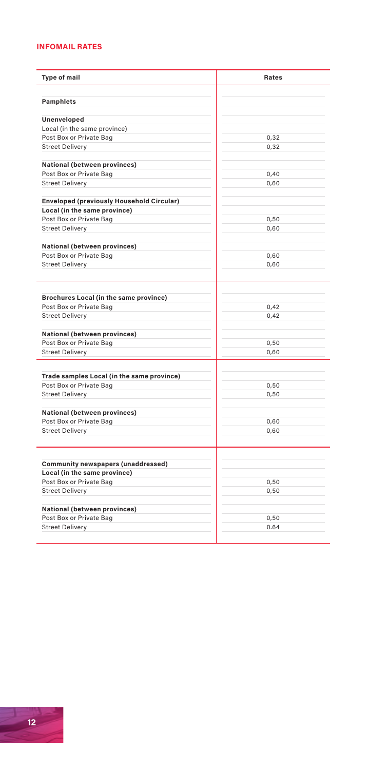## INFOMAIL RATES

| Type of mail | Rates |
|---|---|
| **Pamphlets** | |
| **Unenveloped** | |
| Local (in the same province) | |
| Post Box or Private Bag | 0,32 |
| Street Delivery | 0,32 |
| **National (between provinces)** | |
| Post Box or Private Bag | 0,40 |
| Street Delivery | 0,60 |
| **Enveloped (previously Household Circular)** | |
| **Local (in the same province)** | |
| Post Box or Private Bag | 0,50 |
| Street Delivery | 0,60 |
| **National (between provinces)** | |
| Post Box or Private Bag | 0,60 |
| Street Delivery | 0,60 |
| **Brochures Local (in the same province)** | |
| Post Box or Private Bag | 0,42 |
| Street Delivery | 0,42 |
| **National (between provinces)** | |
| Post Box or Private Bag | 0,50 |
| Street Delivery | 0,60 |
| **Trade samples Local (in the same province)** | |
| Post Box or Private Bag | 0,50 |
| Street Delivery | 0,50 |
| **National (between provinces)** | |
| Post Box or Private Bag | 0,60 |
| Street Delivery | 0,60 |
| **Community newspapers (unaddressed)** | |
| **Local (in the same province)** | |
| Post Box or Private Bag | 0,50 |
| Street Delivery | 0,50 |
| **National (between provinces)** | |
| Post Box or Private Bag | 0,50 |
| Street Delivery | 0.64 |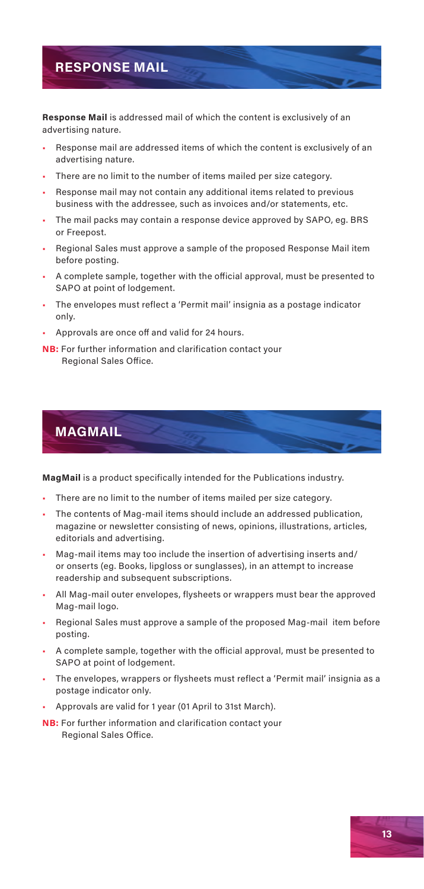## RESPONSE MAIL

**Response Mail** is addressed mail of which the content is exclusively of an advertising nature.

- Response mail are addressed items of which the content is exclusively of an advertising nature.
- There are no limit to the number of items mailed per size category.
- Response mail may not contain any additional items related to previous business with the addressee, such as invoices and/or statements, etc.
- The mail packs may contain a response device approved by SAPO, eg. BRS or Freepost.
- Regional Sales must approve a sample of the proposed Response Mail item before posting.
- A complete sample, together with the official approval, must be presented to SAPO at point of lodgement.
- The envelopes must reflect a 'Permit mail' insignia as a postage indicator only.
- Approvals are once off and valid for 24 hours.

**NB:** For further information and clarification contact your Regional Sales Office.

## MAGMAIL

**MagMail** is a product specifically intended for the Publications industry.

- There are no limit to the number of items mailed per size category.
- The contents of Mag-mail items should include an addressed publication, magazine or newsletter consisting of news, opinions, illustrations, articles, editorials and advertising.
- Mag-mail items may too include the insertion of advertising inserts and/ or onserts (eg. Books, lipgloss or sunglasses), in an attempt to increase readership and subsequent subscriptions.
- All Mag-mail outer envelopes, flysheets or wrappers must bear the approved Mag-mail logo.
- Regional Sales must approve a sample of the proposed Mag-mail item before posting.
- A complete sample, together with the official approval, must be presented to SAPO at point of lodgement.
- The envelopes, wrappers or flysheets must reflect a 'Permit mail' insignia as a postage indicator only.
- Approvals are valid for 1 year (01 April to 31st March).

**NB:** For further information and clarification contact your Regional Sales Office.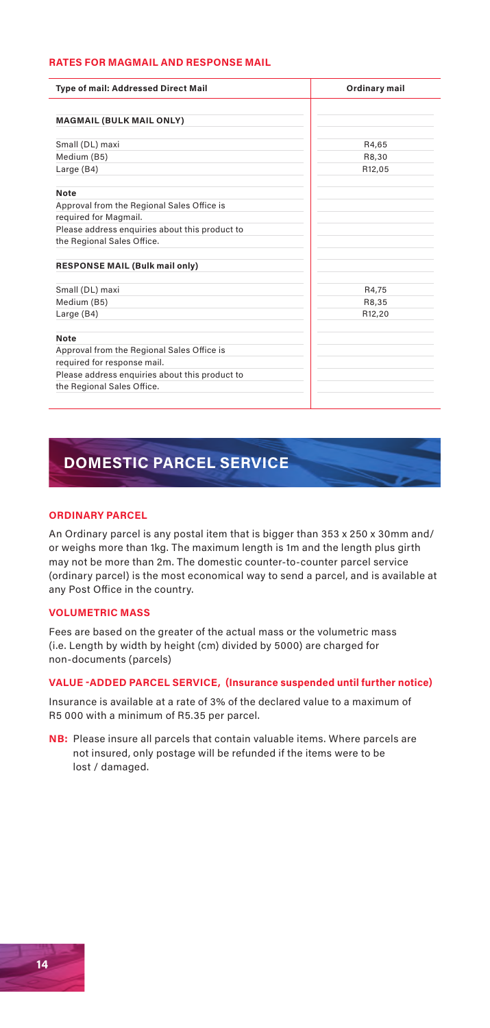### RATES FOR MAGMAIL AND RESPONSE MAIL

| Type of mail: Addressed Direct Mail | Ordinary mail |
|---|---|
| **MAGMAIL (BULK MAIL ONLY)** | |
| Small (DL) maxi | R4,65 |
| Medium (B5) | R8,30 |
| Large (B4) | R12,05 |
| **Note** | |
| Approval from the Regional Sales Office is required for Magmail. | |
| Please address enquiries about this product to the Regional Sales Office. | |
| **RESPONSE MAIL (Bulk mail only)** | |
| Small (DL) maxi | R4,75 |
| Medium (B5) | R8,35 |
| Large (B4) | R12,20 |
| **Note** | |
| Approval from the Regional Sales Office is required for response mail. | |
| Please address enquiries about this product to the Regional Sales Office. | |

## DOMESTIC PARCEL SERVICE

### ORDINARY PARCEL

An Ordinary parcel is any postal item that is bigger than 353 x 250 x 30mm and/or weighs more than 1kg. The maximum length is 1m and the length plus girth may not be more than 2m. The domestic counter-to-counter parcel service (ordinary parcel) is the most economical way to send a parcel, and is available at any Post Office in the country.

### VOLUMETRIC MASS

Fees are based on the greater of the actual mass or the volumetric mass (i.e. Length by width by height (cm) divided by 5000) are charged for non-documents (parcels)

### VALUE -ADDED PARCEL SERVICE, (Insurance suspended until further notice)

Insurance is available at a rate of 3% of the declared value to a maximum of R5 000 with a minimum of R5.35 per parcel.

**NB:** Please insure all parcels that contain valuable items. Where parcels are not insured, only postage will be refunded if the items were to be lost / damaged.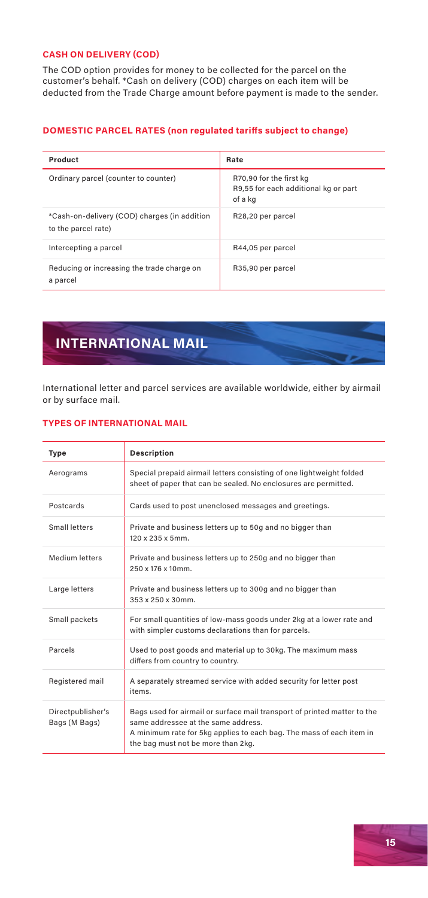### CASH ON DELIVERY (COD)

The COD option provides for money to be collected for the parcel on the customer's behalf. *Cash on delivery (COD) charges on each item will be deducted from the Trade Charge amount before payment is made to the sender.

### DOMESTIC PARCEL RATES (non regulated tariffs subject to change)

| Product | Rate |
|---|---|
| Ordinary parcel (counter to counter) | R70,90 for the first kg<br>R9,55 for each additional kg or part of a kg |
| *Cash-on-delivery (COD) charges (in addition to the parcel rate) | R28,20 per parcel |
| Intercepting a parcel | R44,05 per parcel |
| Reducing or increasing the trade charge on a parcel | R35,90 per parcel |

## INTERNATIONAL MAIL

International letter and parcel services are available worldwide, either by airmail or by surface mail.

### TYPES OF INTERNATIONAL MAIL

| Type | Description |
|---|---|
| Aerograms | Special prepaid airmail letters consisting of one lightweight folded sheet of paper that can be sealed. No enclosures are permitted. |
| Postcards | Cards used to post unenclosed messages and greetings. |
| Small letters | Private and business letters up to 50g and no bigger than 120 x 235 x 5mm. |
| Medium letters | Private and business letters up to 250g and no bigger than 250 x 176 x 10mm. |
| Large letters | Private and business letters up to 300g and no bigger than 353 x 250 x 30mm. |
| Small packets | For small quantities of low-mass goods under 2kg at a lower rate and with simpler customs declarations than for parcels. |
| Parcels | Used to post goods and material up to 30kg. The maximum mass differs from country to country. |
| Registered mail | A separately streamed service with added security for letter post items. |
| Directpublisher's Bags (M Bags) | Bags used for airmail or surface mail transport of printed matter to the same addressee at the same address.<br>A minimum rate for 5kg applies to each bag. The mass of each item in the bag must not be more than 2kg. |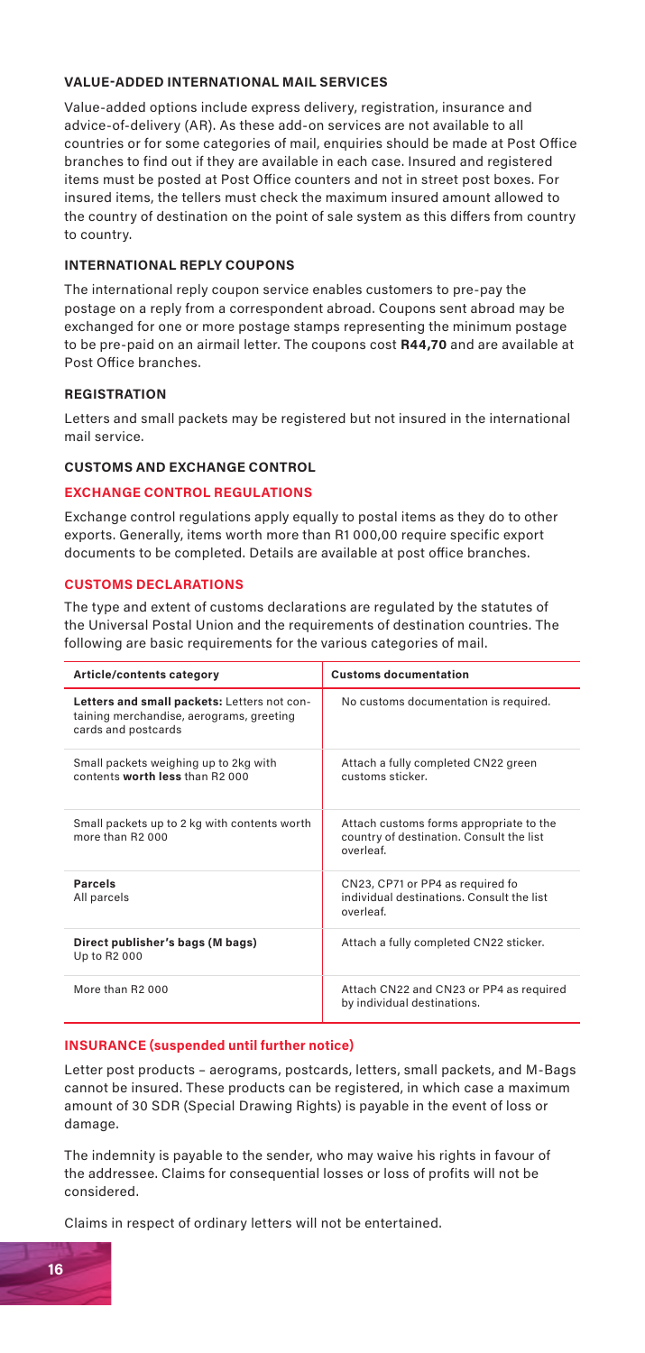### VALUE-ADDED INTERNATIONAL MAIL SERVICES

Value-added options include express delivery, registration, insurance and advice-of-delivery (AR). As these add-on services are not available to all countries or for some categories of mail, enquiries should be made at Post Office branches to find out if they are available in each case. Insured and registered items must be posted at Post Office counters and not in street post boxes. For insured items, the tellers must check the maximum insured amount allowed to the country of destination on the point of sale system as this differs from country to country.

### INTERNATIONAL REPLY COUPONS

The international reply coupon service enables customers to pre-pay the postage on a reply from a correspondent abroad. Coupons sent abroad may be exchanged for one or more postage stamps representing the minimum postage to be pre-paid on an airmail letter. The coupons cost **R44,70** and are available at Post Office branches.

### REGISTRATION

Letters and small packets may be registered but not insured in the international mail service.

### CUSTOMS AND EXCHANGE CONTROL

#### EXCHANGE CONTROL REGULATIONS

Exchange control regulations apply equally to postal items as they do to other exports. Generally, items worth more than R1 000,00 require specific export documents to be completed. Details are available at post office branches.

#### CUSTOMS DECLARATIONS

The type and extent of customs declarations are regulated by the statutes of the Universal Postal Union and the requirements of destination countries. The following are basic requirements for the various categories of mail.

| Article/contents category | Customs documentation |
|---|---|
| **Letters and small packets:** Letters not containing merchandise, aerograms, greeting cards and postcards | No customs documentation is required. |
| Small packets weighing up to 2kg with contents **worth less** than R2 000 | Attach a fully completed CN22 green customs sticker. |
| Small packets up to 2 kg with contents worth more than R2 000 | Attach customs forms appropriate to the country of destination. Consult the list overleaf. |
| **Parcels**<br>All parcels | CN23, CP71 or PP4 as required fo individual destinations. Consult the list overleaf. |
| **Direct publisher's bags (M bags)**<br>Up to R2 000 | Attach a fully completed CN22 sticker. |
| More than R2 000 | Attach CN22 and CN23 or PP4 as required by individual destinations. |

#### INSURANCE (suspended until further notice)

Letter post products – aerograms, postcards, letters, small packets, and M-Bags cannot be insured. These products can be registered, in which case a maximum amount of 30 SDR (Special Drawing Rights) is payable in the event of loss or damage.

The indemnity is payable to the sender, who may waive his rights in favour of the addressee. Claims for consequential losses or loss of profits will not be considered.

Claims in respect of ordinary letters will not be entertained.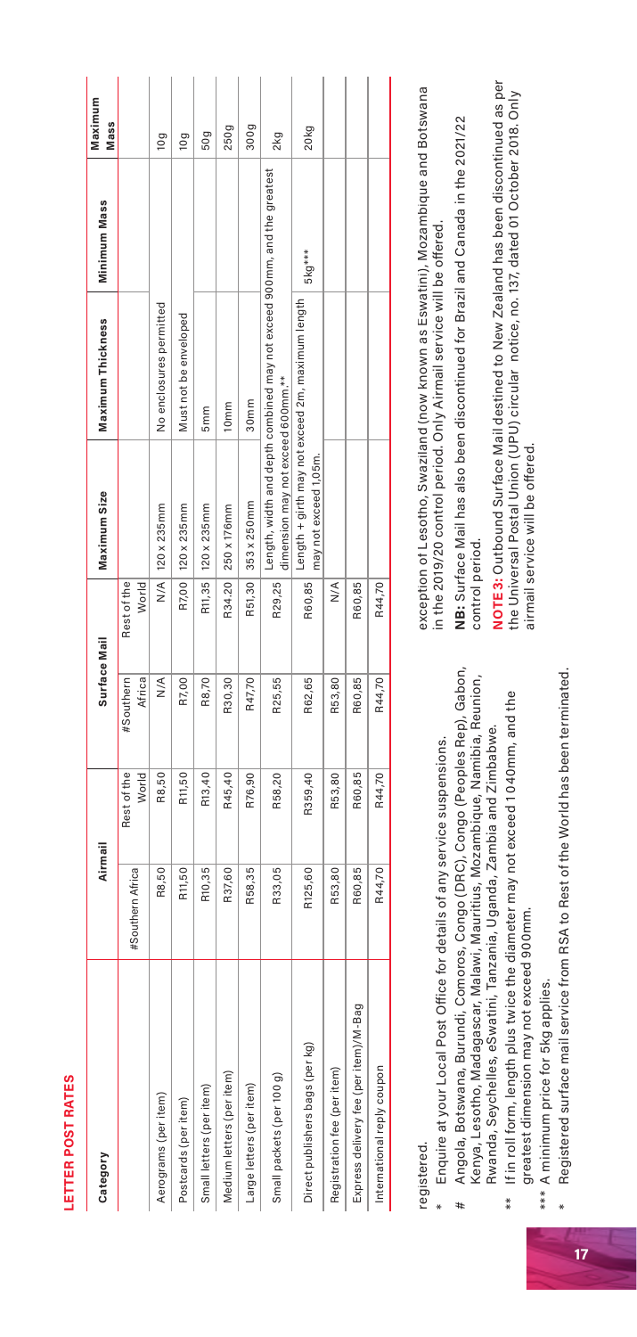## LETTER POST RATES

| Category | Airmail | | Surface Mail | | Maximum Size | Maximum Thickness | Minimum Mass | Maximum Mass |
|---|---|---|---|---|---|---|---|---|
| | #Southern Africa | Rest of the World | #Southern Africa | Rest of the World | | | | |
| Aerograms (per item) | R8,50 | R8,50 | N/A | N/A | 120 x 235mm | No enclosures permitted | | 10g |
| Postcards (per item) | R11,50 | R11,50 | R7,00 | R7,00 | 120 x 235mm | Must not be enveloped | | 10g |
| Small letters (per item) | R10,35 | R13,40 | R8,70 | R11,35 | 120 x 235mm | 5mm | | 50g |
| Medium letters (per item) | R37,60 | R45,40 | R30,30 | R34.20 | 250 x 176mm | 10mm | | 250g |
| Large letters (per item) | R58,35 | R76,90 | R47,70 | R51,30 | 353 x 250mm | 30mm | | 300g |
| Small packets (per 100 g) | R33,05 | R58,20 | R25,55 | R29,25 | Length, width and depth combined may not exceed 900mm, and the greatest dimension may not exceed 600mm.** | | | 2kg |
| Direct publishers bags (per kg) | R125,60 | R359,40 | R62,65 | R60,85 | Length + girth may not exceed 2m, maximum length may not exceed 1,05m. | | 5kg*** | 20kg |
| Registration fee (per item) | R53,80 | R53,80 | R53,80 | N/A | | | | |
| Express delivery fee (per item)/M-Bag | R60,85 | R60,85 | R60,85 | R60,85 | | | | |
| International reply coupon | R44,70 | R44,70 | R44,70 | R44,70 | | | | |

registered.

\* Enquire at your Local Post Office for details of any service suspensions.

\# Angola, Botswana, Burundi, Comoros, Congo (DRC), Congo (Peoples Rep), Gabon, Kenya, Lesotho, Madagascar, Malawi, Mauritius, Mozambique, Namibia, Reunion, Rwanda, Seychelles, eSwatini, Tanzania, Uganda, Zambia and Zimbabwe.

\*\* If in roll form, length plus twice the diameter may not exceed 1040mm, and the greatest dimension may not exceed 900mm.

\*\*\* A minimum price for 5kg applies.

\* Registered surface mail service from RSA to Rest of the World has been terminated.

exception of Lesotho, Swaziland (now known as Eswatini), Mozambique and Botswana in the 2019/20 control period. Only Airmail service will be offered.

**NB:** Surface Mail has also been discontinued for Brazil and Canada in the 2021/22 control period.

**NOTE 3:** Outbound Surface Mail destined to New Zealand has been discontinued as per the Universal Postal Union (UPU) circular notice, no. 137, dated 01 October 2018. Only airmail service will be offered.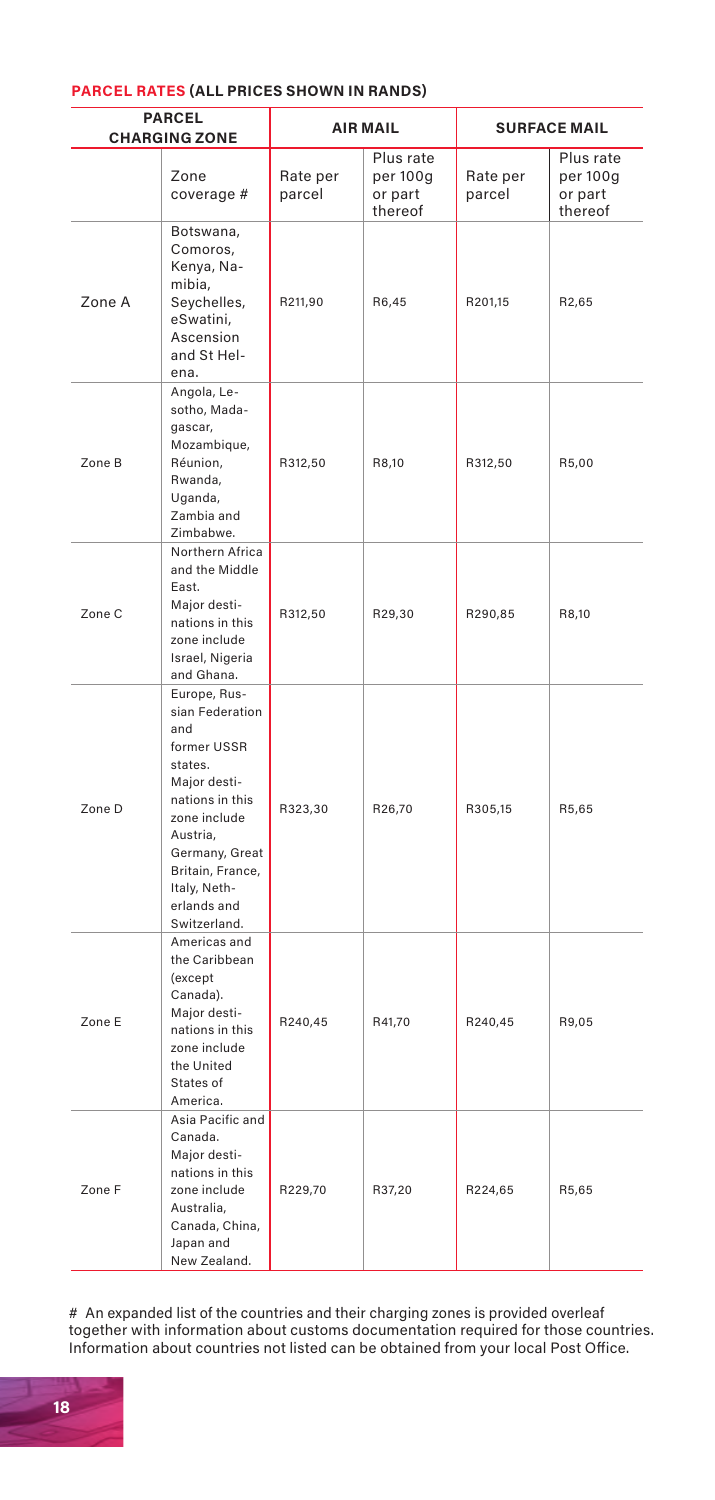## PARCEL RATES (ALL PRICES SHOWN IN RANDS)

| PARCEL CHARGING ZONE | | AIR MAIL | | SURFACE MAIL | |
|---|---|---|---|---|---|
| | Zone coverage # | Rate per parcel | Plus rate per 100g or part thereof | Rate per parcel | Plus rate per 100g or part thereof |
| Zone A | Botswana, Comoros, Kenya, Namibia, Seychelles, eSwatini, Ascension and St Helena. | R211,90 | R6,45 | R201,15 | R2,65 |
| Zone B | Angola, Lesotho, Madagascar, Mozambique, Réunion, Rwanda, Uganda, Zambia and Zimbabwe. | R312,50 | R8,10 | R312,50 | R5,00 |
| Zone C | Northern Africa and the Middle East. Major destinations in this zone include Israel, Nigeria and Ghana. | R312,50 | R29,30 | R290,85 | R8,10 |
| Zone D | Europe, Russian Federation and former USSR states. Major destinations in this zone include Austria, Germany, Great Britain, France, Italy, Netherlands and Switzerland. | R323,30 | R26,70 | R305,15 | R5,65 |
| Zone E | Americas and the Caribbean (except Canada). Major destinations in this zone include the United States of America. | R240,45 | R41,70 | R240,45 | R9,05 |
| Zone F | Asia Pacific and Canada. Major destinations in this zone include Australia, Canada, China, Japan and New Zealand. | R229,70 | R37,20 | R224,65 | R5,65 |

# An expanded list of the countries and their charging zones is provided overleaf together with information about customs documentation required for those countries. Information about countries not listed can be obtained from your local Post Office.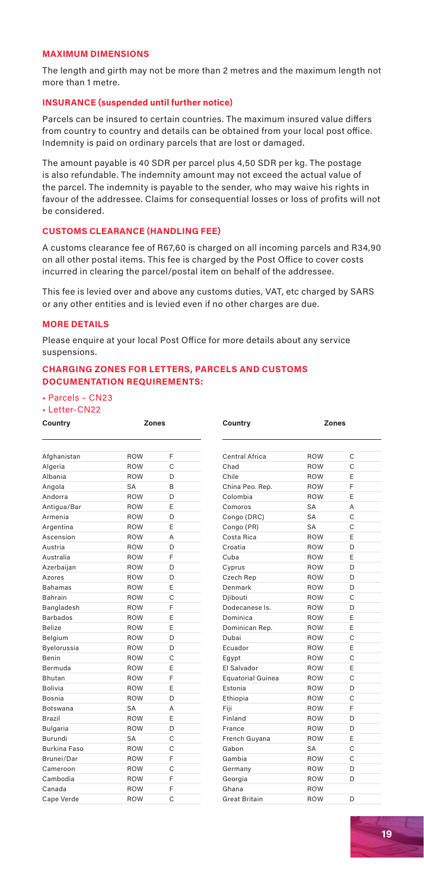### MAXIMUM DIMENSIONS

The length and girth may not be more than 2 metres and the maximum length not more than 1 metre.

### INSURANCE (suspended until further notice)

Parcels can be insured to certain countries. The maximum insured value differs from country to country and details can be obtained from your local post office. Indemnity is paid on ordinary parcels that are lost or damaged.

The amount payable is 40 SDR per parcel plus 4,50 SDR per kg. The postage is also refundable. The indemnity amount may not exceed the actual value of the parcel. The indemnity is payable to the sender, who may waive his rights in favour of the addressee. Claims for consequential losses or loss of profits will not be considered.

### CUSTOMS CLEARANCE (HANDLING FEE)

A customs clearance fee of R67,60 is charged on all incoming parcels and R34,90 on all other postal items. This fee is charged by the Post Office to cover costs incurred in clearing the parcel/postal item on behalf of the addressee.

This fee is levied over and above any customs duties, VAT, etc charged by SARS or any other entities and is levied even if no other charges are due.

### MORE DETAILS

Please enquire at your local Post Office for more details about any service suspensions.

### CHARGING ZONES FOR LETTERS, PARCELS AND CUSTOMS DOCUMENTATION REQUIREMENTS:

- Parcels – CN23
- Letter-CN22

| Country | Zones | |
|---|---|---|
| Afghanistan | ROW | F |
| Algeria | ROW | C |
| Albania | ROW | D |
| Angola | SA | B |
| Andorra | ROW | D |
| Antigua/Bar | ROW | E |
| Armenia | ROW | D |
| Argentina | ROW | E |
| Ascension | ROW | A |
| Austria | ROW | D |
| Australia | ROW | F |
| Azerbaijan | ROW | D |
| Azores | ROW | D |
| Bahamas | ROW | E |
| Bahrain | ROW | C |
| Bangladesh | ROW | F |
| Barbados | ROW | E |
| Belize | ROW | E |
| Belgium | ROW | D |
| Byelorussia | ROW | D |
| Benin | ROW | C |
| Bermuda | ROW | E |
| Bhutan | ROW | F |
| Bolivia | ROW | E |
| Bosnia | ROW | D |
| Botswana | SA | A |
| Brazil | ROW | E |
| Bulgaria | ROW | D |
| Burundi | SA | C |
| Burkina Faso | ROW | C |
| Brunei/Dar | ROW | F |
| Cameroon | ROW | C |
| Cambodia | ROW | F |
| Canada | ROW | F |
| Cape Verde | ROW | C |
| Central Africa | ROW | C |
| Chad | ROW | C |
| Chile | ROW | E |
| China Peo. Rep. | ROW | F |
| Colombia | ROW | E |
| Comoros | SA | A |
| Congo (DRC) | SA | C |
| Congo (PR) | SA | C |
| Costa Rica | ROW | E |
| Croatia | ROW | D |
| Cuba | ROW | E |
| Cyprus | ROW | D |
| Czech Rep | ROW | D |
| Denmark | ROW | D |
| Djibouti | ROW | C |
| Dodecanese Is. | ROW | D |
| Dominica | ROW | E |
| Dominican Rep. | ROW | E |
| Dubai | ROW | C |
| Ecuador | ROW | E |
| Egypt | ROW | C |
| El Salvador | ROW | E |
| Equatorial Guinea | ROW | C |
| Estonia | ROW | D |
| Ethiopia | ROW | C |
| Fiji | ROW | F |
| Finland | ROW | D |
| France | ROW | D |
| French Guyana | ROW | E |
| Gabon | SA | C |
| Gambia | ROW | C |
| Germany | ROW | D |
| Georgia | ROW | D |
| Ghana | ROW | |
| Great Britain | ROW | D |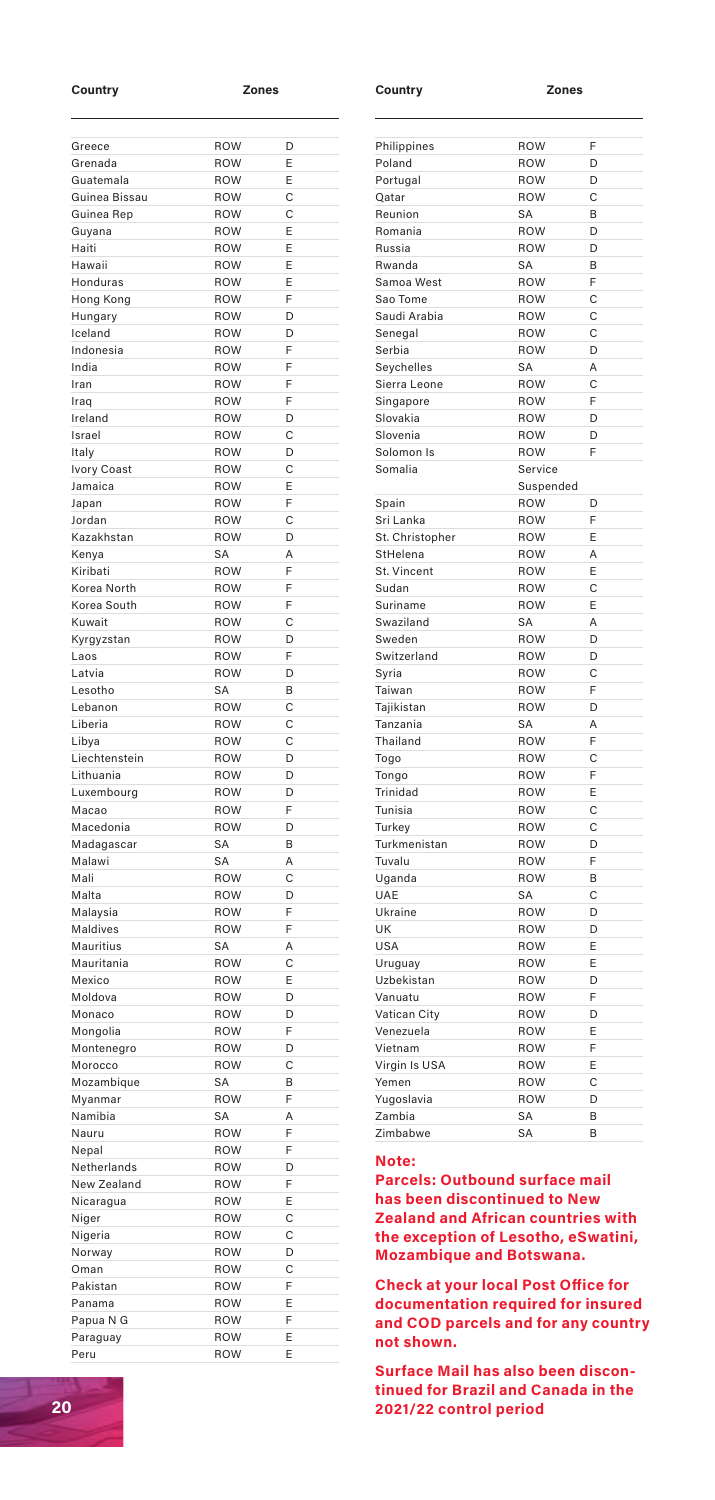| Country | Zones | |
|---|---|---|
| Greece | ROW | D |
| Grenada | ROW | E |
| Guatemala | ROW | E |
| Guinea Bissau | ROW | C |
| Guinea Rep | ROW | C |
| Guyana | ROW | E |
| Haiti | ROW | E |
| Hawaii | ROW | E |
| Honduras | ROW | E |
| Hong Kong | ROW | F |
| Hungary | ROW | D |
| Iceland | ROW | D |
| Indonesia | ROW | F |
| India | ROW | F |
| Iran | ROW | F |
| Iraq | ROW | F |
| Ireland | ROW | D |
| Israel | ROW | C |
| Italy | ROW | D |
| Ivory Coast | ROW | C |
| Jamaica | ROW | E |
| Japan | ROW | F |
| Jordan | ROW | C |
| Kazakhstan | ROW | D |
| Kenya | SA | A |
| Kiribati | ROW | F |
| Korea North | ROW | F |
| Korea South | ROW | F |
| Kuwait | ROW | C |
| Kyrgyzstan | ROW | D |
| Laos | ROW | F |
| Latvia | ROW | D |
| Lesotho | SA | B |
| Lebanon | ROW | C |
| Liberia | ROW | C |
| Libya | ROW | C |
| Liechtenstein | ROW | D |
| Lithuania | ROW | D |
| Luxembourg | ROW | D |
| Macao | ROW | F |
| Macedonia | ROW | D |
| Madagascar | SA | B |
| Malawi | SA | A |
| Mali | ROW | C |
| Malta | ROW | D |
| Malaysia | ROW | F |
| Maldives | ROW | F |
| Mauritius | SA | A |
| Mauritania | ROW | C |
| Mexico | ROW | E |
| Moldova | ROW | D |
| Monaco | ROW | D |
| Mongolia | ROW | F |
| Montenegro | ROW | D |
| Morocco | ROW | C |
| Mozambique | SA | B |
| Myanmar | ROW | F |
| Namibia | SA | A |
| Nauru | ROW | F |
| Nepal | ROW | F |
| Netherlands | ROW | D |
| New Zealand | ROW | F |
| Nicaragua | ROW | E |
| Niger | ROW | C |
| Nigeria | ROW | C |
| Norway | ROW | D |
| Oman | ROW | C |
| Pakistan | ROW | F |
| Panama | ROW | E |
| Papua N G | ROW | F |
| Paraguay | ROW | E |
| Peru | ROW | E |
| Philippines | ROW | F |
| Poland | ROW | D |
| Portugal | ROW | D |
| Qatar | ROW | C |
| Reunion | SA | B |
| Romania | ROW | D |
| Russia | ROW | D |
| Rwanda | SA | B |
| Samoa West | ROW | F |
| Sao Tome | ROW | C |
| Saudi Arabia | ROW | C |
| Senegal | ROW | C |
| Serbia | ROW | D |
| Seychelles | SA | A |
| Sierra Leone | ROW | C |
| Singapore | ROW | F |
| Slovakia | ROW | D |
| Slovenia | ROW | D |
| Solomon Is | ROW | F |
| Somalia | Service Suspended | |
| Spain | ROW | D |
| Sri Lanka | ROW | F |
| St. Christopher | ROW | E |
| StHelena | ROW | A |
| St. Vincent | ROW | E |
| Sudan | ROW | C |
| Suriname | ROW | E |
| Swaziland | SA | A |
| Sweden | ROW | D |
| Switzerland | ROW | D |
| Syria | ROW | C |
| Taiwan | ROW | F |
| Tajikistan | ROW | D |
| Tanzania | SA | A |
| Thailand | ROW | F |
| Togo | ROW | C |
| Tongo | ROW | F |
| Trinidad | ROW | E |
| Tunisia | ROW | C |
| Turkey | ROW | C |
| Turkmenistan | ROW | D |
| Tuvalu | ROW | F |
| Uganda | ROW | B |
| UAE | SA | C |
| Ukraine | ROW | D |
| UK | ROW | D |
| USA | ROW | E |
| Uruguay | ROW | E |
| Uzbekistan | ROW | D |
| Vanuatu | ROW | F |
| Vatican City | ROW | D |
| Venezuela | ROW | E |
| Vietnam | ROW | F |
| Virgin Is USA | ROW | E |
| Yemen | ROW | C |
| Yugoslavia | ROW | D |
| Zambia | SA | B |
| Zimbabwe | SA | B |

**Note:**

**Parcels: Outbound surface mail has been discontinued to New Zealand and African countries with the exception of Lesotho, eSwatini, Mozambique and Botswana.**

**Check at your local Post Office for documentation required for insured and COD parcels and for any country not shown.**

**Surface Mail has also been discontinued for Brazil and Canada in the 2021/22 control period**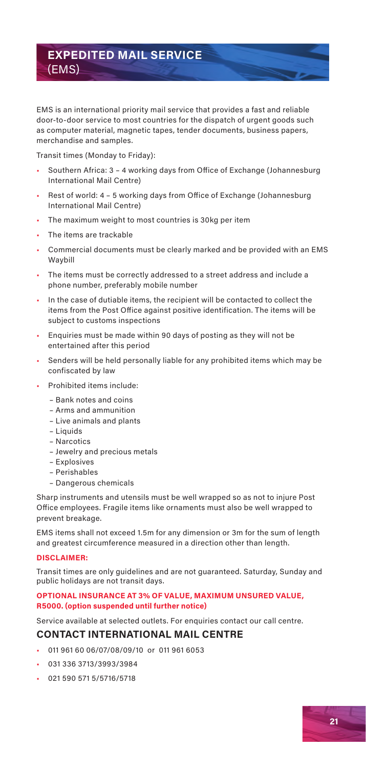# EXPEDITED MAIL SERVICE (EMS)

EMS is an international priority mail service that provides a fast and reliable door-to-door service to most countries for the dispatch of urgent goods such as computer material, magnetic tapes, tender documents, business papers, merchandise and samples.

Transit times (Monday to Friday):

- Southern Africa: 3 – 4 working days from Office of Exchange (Johannesburg International Mail Centre)
- Rest of world: 4 – 5 working days from Office of Exchange (Johannesburg International Mail Centre)
- The maximum weight to most countries is 30kg per item
- The items are trackable
- Commercial documents must be clearly marked and be provided with an EMS Waybill
- The items must be correctly addressed to a street address and include a phone number, preferably mobile number
- In the case of dutiable items, the recipient will be contacted to collect the items from the Post Office against positive identification. The items will be subject to customs inspections
- Enquiries must be made within 90 days of posting as they will not be entertained after this period
- Senders will be held personally liable for any prohibited items which may be confiscated by law
- Prohibited items include:
  - Bank notes and coins
  - Arms and ammunition
  - Live animals and plants
  - Liquids
  - Narcotics
  - Jewelry and precious metals
  - Explosives
  - Perishables
  - Dangerous chemicals

Sharp instruments and utensils must be well wrapped so as not to injure Post Office employees. Fragile items like ornaments must also be well wrapped to prevent breakage.

EMS items shall not exceed 1.5m for any dimension or 3m for the sum of length and greatest circumference measured in a direction other than length.

**DISCLAIMER:**

Transit times are only guidelines and are not guaranteed. Saturday, Sunday and public holidays are not transit days.

**OPTIONAL INSURANCE AT 3% OF VALUE, MAXIMUM UNSURED VALUE, R5000. (option suspended until further notice)**

Service available at selected outlets. For enquiries contact our call centre.

## CONTACT INTERNATIONAL MAIL CENTRE

- 011 961 60 06/07/08/09/10 or 011 961 6053
- 031 336 3713/3993/3984
- 021 590 571 5/5716/5718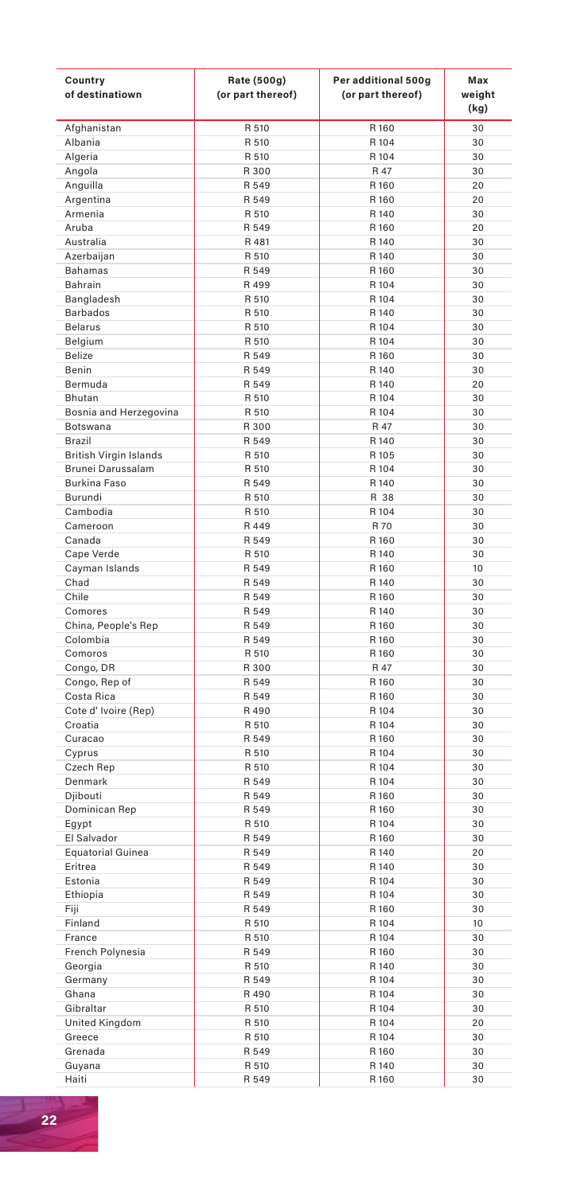| Country of destinatiown | Rate (500g) (or part thereof) | Per additional 500g (or part thereof) | Max weight (kg) |
|---|---|---|---|
| Afghanistan | R 510 | R 160 | 30 |
| Albania | R 510 | R 104 | 30 |
| Algeria | R 510 | R 104 | 30 |
| Angola | R 300 | R 47 | 30 |
| Anguilla | R 549 | R 160 | 20 |
| Argentina | R 549 | R 160 | 20 |
| Armenia | R 510 | R 140 | 30 |
| Aruba | R 549 | R 160 | 20 |
| Australia | R 481 | R 140 | 30 |
| Azerbaijan | R 510 | R 140 | 30 |
| Bahamas | R 549 | R 160 | 30 |
| Bahrain | R 499 | R 104 | 30 |
| Bangladesh | R 510 | R 104 | 30 |
| Barbados | R 510 | R 140 | 30 |
| Belarus | R 510 | R 104 | 30 |
| Belgium | R 510 | R 104 | 30 |
| Belize | R 549 | R 160 | 30 |
| Benin | R 549 | R 140 | 30 |
| Bermuda | R 549 | R 140 | 20 |
| Bhutan | R 510 | R 104 | 30 |
| Bosnia and Herzegovina | R 510 | R 104 | 30 |
| Botswana | R 300 | R 47 | 30 |
| Brazil | R 549 | R 140 | 30 |
| British Virgin Islands | R 510 | R 105 | 30 |
| Brunei Darussalam | R 510 | R 104 | 30 |
| Burkina Faso | R 549 | R 140 | 30 |
| Burundi | R 510 | R 38 | 30 |
| Cambodia | R 510 | R 104 | 30 |
| Cameroon | R 449 | R 70 | 30 |
| Canada | R 549 | R 160 | 30 |
| Cape Verde | R 510 | R 140 | 30 |
| Cayman Islands | R 549 | R 160 | 10 |
| Chad | R 549 | R 140 | 30 |
| Chile | R 549 | R 160 | 30 |
| Comores | R 549 | R 140 | 30 |
| China, People's Rep | R 549 | R 160 | 30 |
| Colombia | R 549 | R 160 | 30 |
| Comoros | R 510 | R 160 | 30 |
| Congo, DR | R 300 | R 47 | 30 |
| Congo, Rep of | R 549 | R 160 | 30 |
| Costa Rica | R 549 | R 160 | 30 |
| Cote d' Ivoire (Rep) | R 490 | R 104 | 30 |
| Croatia | R 510 | R 104 | 30 |
| Curacao | R 549 | R 160 | 30 |
| Cyprus | R 510 | R 104 | 30 |
| Czech Rep | R 510 | R 104 | 30 |
| Denmark | R 549 | R 104 | 30 |
| Djibouti | R 549 | R 160 | 30 |
| Dominican Rep | R 549 | R 160 | 30 |
| Egypt | R 510 | R 104 | 30 |
| El Salvador | R 549 | R 160 | 30 |
| Equatorial Guinea | R 549 | R 140 | 20 |
| Eritrea | R 549 | R 140 | 30 |
| Estonia | R 549 | R 104 | 30 |
| Ethiopia | R 549 | R 104 | 30 |
| Fiji | R 549 | R 160 | 30 |
| Finland | R 510 | R 104 | 10 |
| France | R 510 | R 104 | 30 |
| French Polynesia | R 549 | R 160 | 30 |
| Georgia | R 510 | R 140 | 30 |
| Germany | R 549 | R 104 | 30 |
| Ghana | R 490 | R 104 | 30 |
| Gibraltar | R 510 | R 104 | 30 |
| United Kingdom | R 510 | R 104 | 20 |
| Greece | R 510 | R 104 | 30 |
| Grenada | R 549 | R 160 | 30 |
| Guyana | R 510 | R 140 | 30 |
| Haiti | R 549 | R 160 | 30 |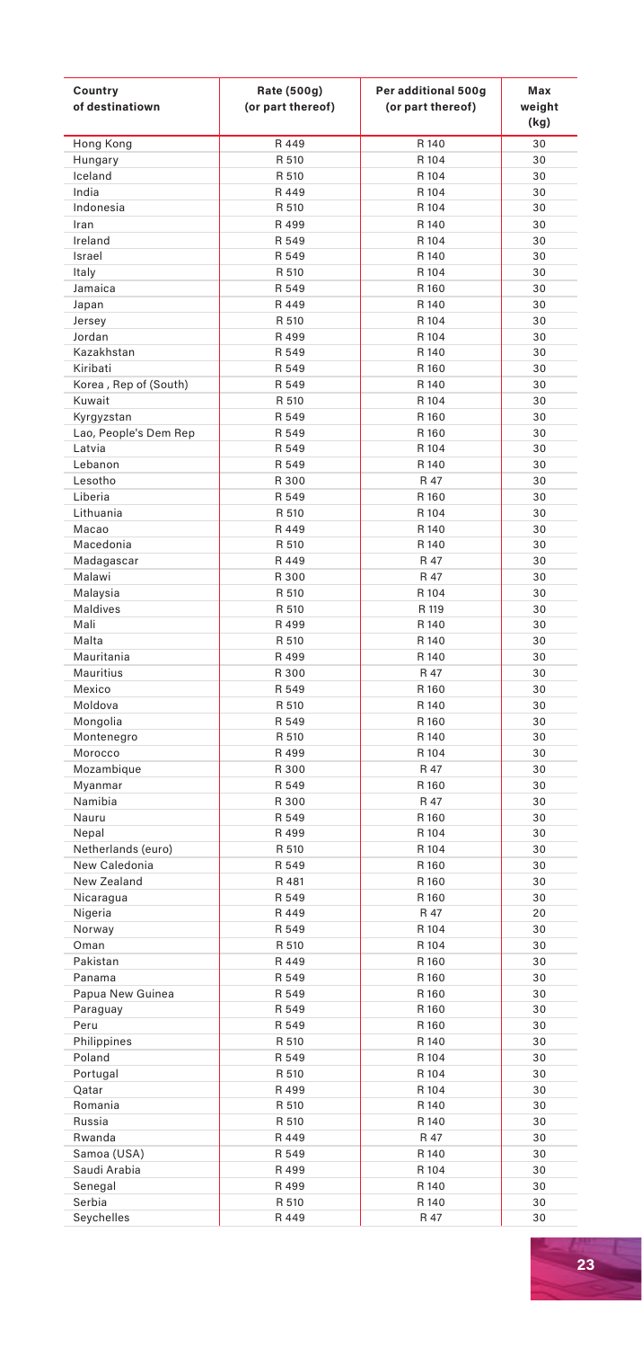| Country of destinatiown | Rate (500g) (or part thereof) | Per additional 500g (or part thereof) | Max weight (kg) |
|---|---|---|---|
| Hong Kong | R 449 | R 140 | 30 |
| Hungary | R 510 | R 104 | 30 |
| Iceland | R 510 | R 104 | 30 |
| India | R 449 | R 104 | 30 |
| Indonesia | R 510 | R 104 | 30 |
| Iran | R 499 | R 140 | 30 |
| Ireland | R 549 | R 104 | 30 |
| Israel | R 549 | R 140 | 30 |
| Italy | R 510 | R 104 | 30 |
| Jamaica | R 549 | R 160 | 30 |
| Japan | R 449 | R 140 | 30 |
| Jersey | R 510 | R 104 | 30 |
| Jordan | R 499 | R 104 | 30 |
| Kazakhstan | R 549 | R 140 | 30 |
| Kiribati | R 549 | R 160 | 30 |
| Korea , Rep of (South) | R 549 | R 140 | 30 |
| Kuwait | R 510 | R 104 | 30 |
| Kyrgyzstan | R 549 | R 160 | 30 |
| Lao, People's Dem Rep | R 549 | R 160 | 30 |
| Latvia | R 549 | R 104 | 30 |
| Lebanon | R 549 | R 140 | 30 |
| Lesotho | R 300 | R 47 | 30 |
| Liberia | R 549 | R 160 | 30 |
| Lithuania | R 510 | R 104 | 30 |
| Macao | R 449 | R 140 | 30 |
| Macedonia | R 510 | R 140 | 30 |
| Madagascar | R 449 | R 47 | 30 |
| Malawi | R 300 | R 47 | 30 |
| Malaysia | R 510 | R 104 | 30 |
| Maldives | R 510 | R 119 | 30 |
| Mali | R 499 | R 140 | 30 |
| Malta | R 510 | R 140 | 30 |
| Mauritania | R 499 | R 140 | 30 |
| Mauritius | R 300 | R 47 | 30 |
| Mexico | R 549 | R 160 | 30 |
| Moldova | R 510 | R 140 | 30 |
| Mongolia | R 549 | R 160 | 30 |
| Montenegro | R 510 | R 140 | 30 |
| Morocco | R 499 | R 104 | 30 |
| Mozambique | R 300 | R 47 | 30 |
| Myanmar | R 549 | R 160 | 30 |
| Namibia | R 300 | R 47 | 30 |
| Nauru | R 549 | R 160 | 30 |
| Nepal | R 499 | R 104 | 30 |
| Netherlands (euro) | R 510 | R 104 | 30 |
| New Caledonia | R 549 | R 160 | 30 |
| New Zealand | R 481 | R 160 | 30 |
| Nicaragua | R 549 | R 160 | 30 |
| Nigeria | R 449 | R 47 | 20 |
| Norway | R 549 | R 104 | 30 |
| Oman | R 510 | R 104 | 30 |
| Pakistan | R 449 | R 160 | 30 |
| Panama | R 549 | R 160 | 30 |
| Papua New Guinea | R 549 | R 160 | 30 |
| Paraguay | R 549 | R 160 | 30 |
| Peru | R 549 | R 160 | 30 |
| Philippines | R 510 | R 140 | 30 |
| Poland | R 549 | R 104 | 30 |
| Portugal | R 510 | R 104 | 30 |
| Qatar | R 499 | R 104 | 30 |
| Romania | R 510 | R 140 | 30 |
| Russia | R 510 | R 140 | 30 |
| Rwanda | R 449 | R 47 | 30 |
| Samoa (USA) | R 549 | R 140 | 30 |
| Saudi Arabia | R 499 | R 104 | 30 |
| Senegal | R 499 | R 140 | 30 |
| Serbia | R 510 | R 140 | 30 |
| Seychelles | R 449 | R 47 | 30 |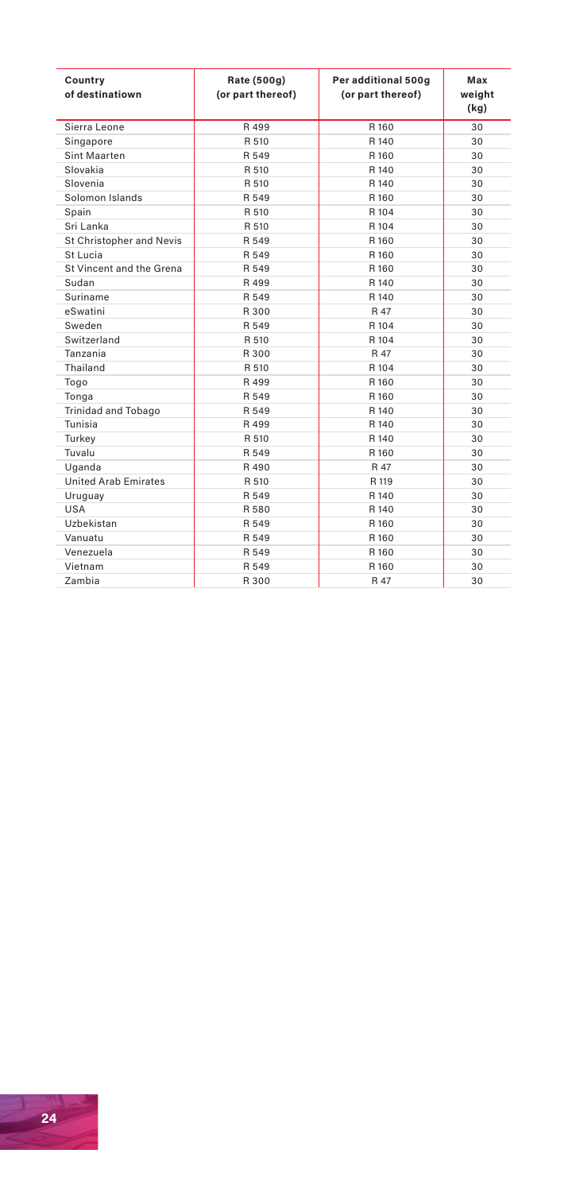| Country of destinatiown | Rate (500g) (or part thereof) | Per additional 500g (or part thereof) | Max weight (kg) |
| --- | --- | --- | --- |
| Sierra Leone | R 499 | R 160 | 30 |
| Singapore | R 510 | R 140 | 30 |
| Sint Maarten | R 549 | R 160 | 30 |
| Slovakia | R 510 | R 140 | 30 |
| Slovenia | R 510 | R 140 | 30 |
| Solomon Islands | R 549 | R 160 | 30 |
| Spain | R 510 | R 104 | 30 |
| Sri Lanka | R 510 | R 104 | 30 |
| St Christopher and Nevis | R 549 | R 160 | 30 |
| St Lucia | R 549 | R 160 | 30 |
| St Vincent and the Grena | R 549 | R 160 | 30 |
| Sudan | R 499 | R 140 | 30 |
| Suriname | R 549 | R 140 | 30 |
| eSwatini | R 300 | R 47 | 30 |
| Sweden | R 549 | R 104 | 30 |
| Switzerland | R 510 | R 104 | 30 |
| Tanzania | R 300 | R 47 | 30 |
| Thailand | R 510 | R 104 | 30 |
| Togo | R 499 | R 160 | 30 |
| Tonga | R 549 | R 160 | 30 |
| Trinidad and Tobago | R 549 | R 140 | 30 |
| Tunisia | R 499 | R 140 | 30 |
| Turkey | R 510 | R 140 | 30 |
| Tuvalu | R 549 | R 160 | 30 |
| Uganda | R 490 | R 47 | 30 |
| United Arab Emirates | R 510 | R 119 | 30 |
| Uruguay | R 549 | R 140 | 30 |
| USA | R 580 | R 140 | 30 |
| Uzbekistan | R 549 | R 160 | 30 |
| Vanuatu | R 549 | R 160 | 30 |
| Venezuela | R 549 | R 160 | 30 |
| Vietnam | R 549 | R 160 | 30 |
| Zambia | R 300 | R 47 | 30 |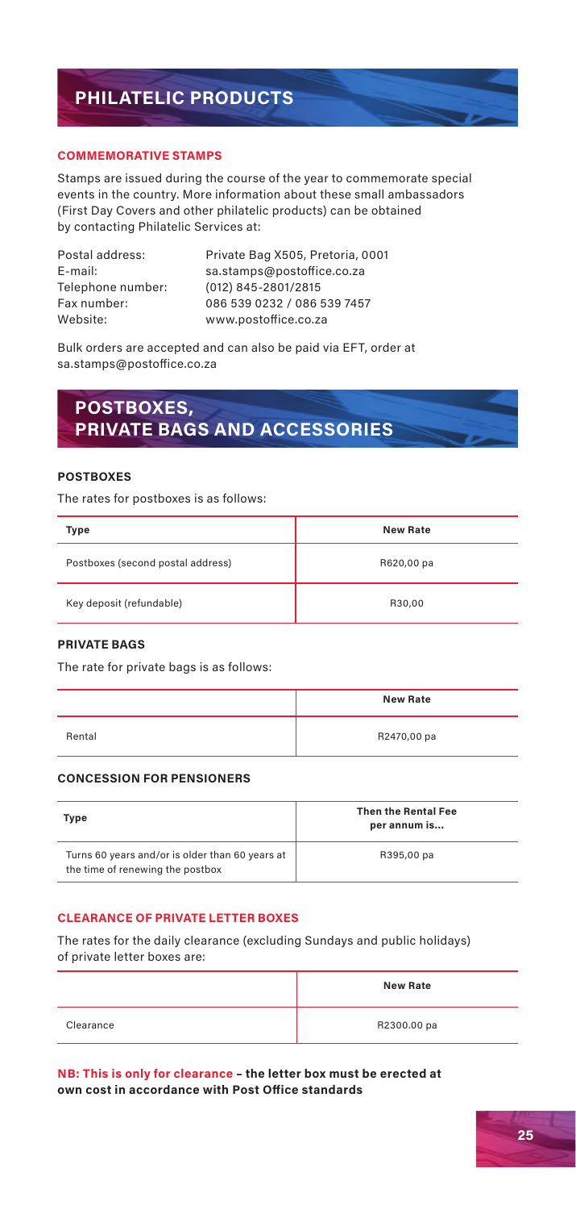# PHILATELIC PRODUCTS

### COMMEMORATIVE STAMPS

Stamps are issued during the course of the year to commemorate special events in the country. More information about these small ambassadors (First Day Covers and other philatelic products) can be obtained by contacting Philatelic Services at:

| | |
|---|---|
| Postal address: | Private Bag X505, Pretoria, 0001 |
| E-mail: | sa.stamps@postoffice.co.za |
| Telephone number: | (012) 845-2801/2815 |
| Fax number: | 086 539 0232 / 086 539 7457 |
| Website: | www.postoffice.co.za |

Bulk orders are accepted and can also be paid via EFT, order at sa.stamps@postoffice.co.za

# POSTBOXES, PRIVATE BAGS AND ACCESSORIES

### POSTBOXES

The rates for postboxes is as follows:

| Type | New Rate |
|---|---|
| Postboxes (second postal address) | R620,00 pa |
| Key deposit (refundable) | R30,00 |

### PRIVATE BAGS

The rate for private bags is as follows:

| | New Rate |
|---|---|
| Rental | R2470,00 pa |

### CONCESSION FOR PENSIONERS

| Type | Then the Rental Fee per annum is... |
|---|---|
| Turns 60 years and/or is older than 60 years at the time of renewing the postbox | R395,00 pa |

### CLEARANCE OF PRIVATE LETTER BOXES

The rates for the daily clearance (excluding Sundays and public holidays) of private letter boxes are:

| | New Rate |
|---|---|
| Clearance | R2300.00 pa |

**NB: This is only for clearance – the letter box must be erected at own cost in accordance with Post Office standards**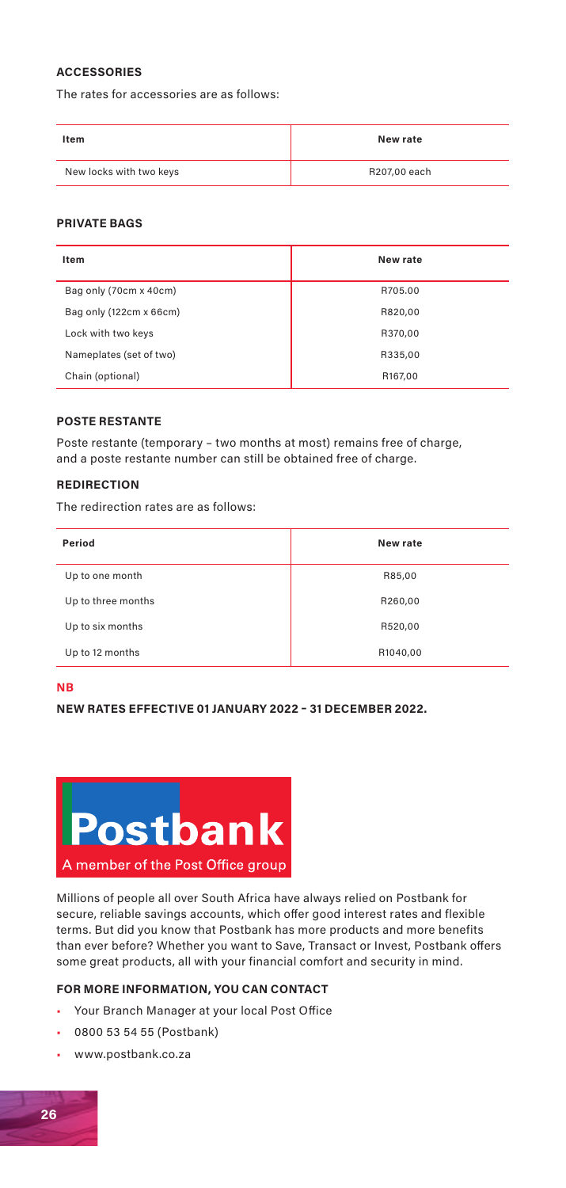### ACCESSORIES

The rates for accessories are as follows:

| Item | New rate |
|---|---|
| New locks with two keys | R207,00 each |

### PRIVATE BAGS

| Item | New rate |
|---|---|
| Bag only (70cm x 40cm) | R705.00 |
| Bag only (122cm x 66cm) | R820,00 |
| Lock with two keys | R370,00 |
| Nameplates (set of two) | R335,00 |
| Chain (optional) | R167,00 |

### POSTE RESTANTE

Poste restante (temporary – two months at most) remains free of charge, and a poste restante number can still be obtained free of charge.

### REDIRECTION

The redirection rates are as follows:

| Period | New rate |
|---|---|
| Up to one month | R85,00 |
| Up to three months | R260,00 |
| Up to six months | R520,00 |
| Up to 12 months | R1040,00 |

**NB**

**NEW RATES EFFECTIVE 01 JANUARY 2022 – 31 DECEMBER 2022.**

**Postbank**

A member of the Post Office group

Millions of people all over South Africa have always relied on Postbank for secure, reliable savings accounts, which offer good interest rates and flexible terms. But did you know that Postbank has more products and more benefits than ever before? Whether you want to Save, Transact or Invest, Postbank offers some great products, all with your financial comfort and security in mind.

### FOR MORE INFORMATION, YOU CAN CONTACT

- Your Branch Manager at your local Post Office
- 0800 53 54 55 (Postbank)
- www.postbank.co.za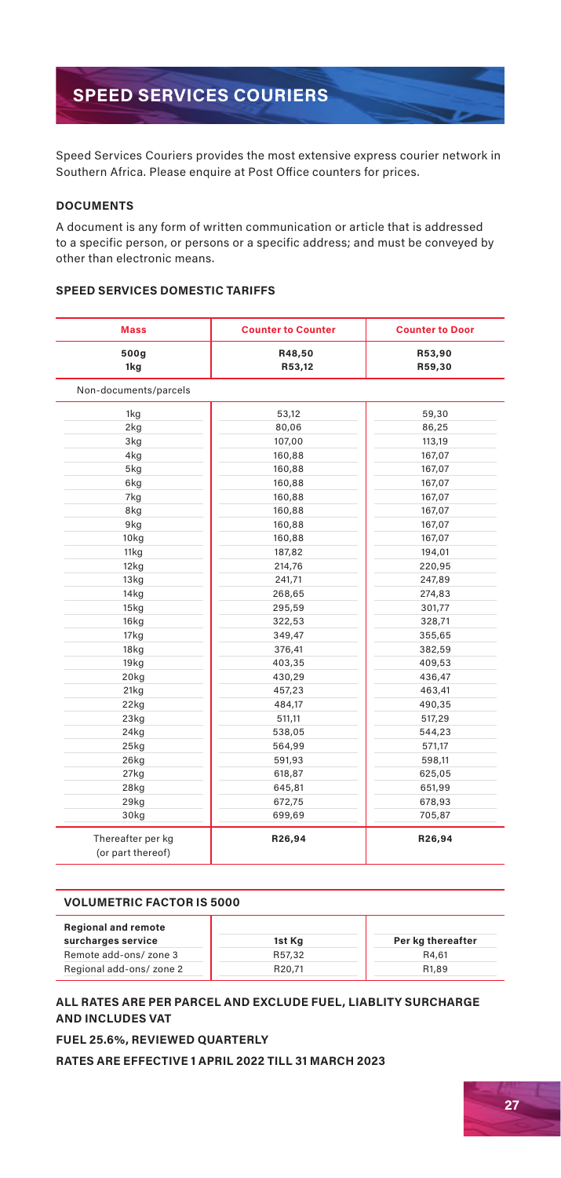# SPEED SERVICES COURIERS

Speed Services Couriers provides the most extensive express courier network in Southern Africa. Please enquire at Post Office counters for prices.

### DOCUMENTS

A document is any form of written communication or article that is addressed to a specific person, or persons or a specific address; and must be conveyed by other than electronic means.

### SPEED SERVICES DOMESTIC TARIFFS

| Mass | Counter to Counter | Counter to Door |
|---|---|---|
| **500g** | **R48,50** | **R53,90** |
| **1kg** | **R53,12** | **R59,30** |
| Non-documents/parcels | | |
| 1kg | 53,12 | 59,30 |
| 2kg | 80,06 | 86,25 |
| 3kg | 107,00 | 113,19 |
| 4kg | 160,88 | 167,07 |
| 5kg | 160,88 | 167,07 |
| 6kg | 160,88 | 167,07 |
| 7kg | 160,88 | 167,07 |
| 8kg | 160,88 | 167,07 |
| 9kg | 160,88 | 167,07 |
| 10kg | 160,88 | 167,07 |
| 11kg | 187,82 | 194,01 |
| 12kg | 214,76 | 220,95 |
| 13kg | 241,71 | 247,89 |
| 14kg | 268,65 | 274,83 |
| 15kg | 295,59 | 301,77 |
| 16kg | 322,53 | 328,71 |
| 17kg | 349,47 | 355,65 |
| 18kg | 376,41 | 382,59 |
| 19kg | 403,35 | 409,53 |
| 20kg | 430,29 | 436,47 |
| 21kg | 457,23 | 463,41 |
| 22kg | 484,17 | 490,35 |
| 23kg | 511,11 | 517,29 |
| 24kg | 538,05 | 544,23 |
| 25kg | 564,99 | 571,17 |
| 26kg | 591,93 | 598,11 |
| 27kg | 618,87 | 625,05 |
| 28kg | 645,81 | 651,99 |
| 29kg | 672,75 | 678,93 |
| 30kg | 699,69 | 705,87 |
| Thereafter per kg (or part thereof) | **R26,94** | **R26,94** |

### VOLUMETRIC FACTOR IS 5000

| Regional and remote surcharges service | 1st Kg | Per kg thereafter |
|---|---|---|
| Remote add-ons/ zone 3 | R57,32 | R4,61 |
| Regional add-ons/ zone 2 | R20,71 | R1,89 |

**ALL RATES ARE PER PARCEL AND EXCLUDE FUEL, LIABLITY SURCHARGE AND INCLUDES VAT**

**FUEL 25.6%, REVIEWED QUARTERLY**

**RATES ARE EFFECTIVE 1 APRIL 2022 TILL 31 MARCH 2023**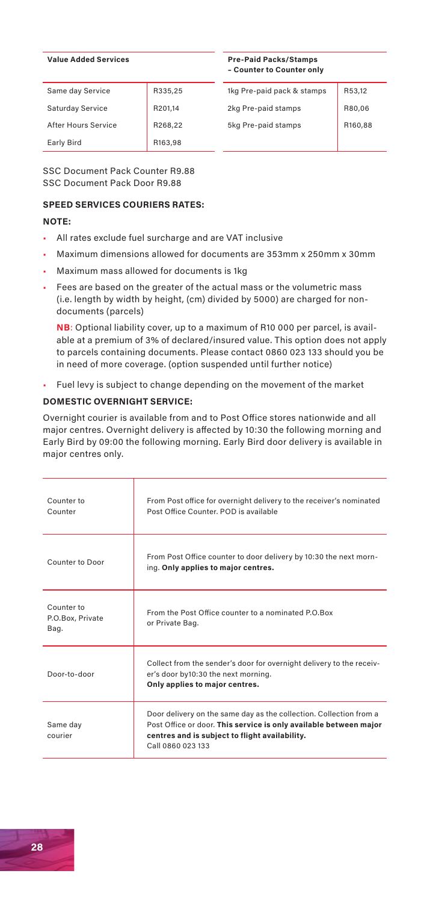| Value Added Services | |
|---|---|
| Same day Service | R335,25 |
| Saturday Service | R201,14 |
| After Hours Service | R268,22 |
| Early Bird | R163,98 |

| Pre-Paid Packs/Stamps – Counter to Counter only | |
|---|---|
| 1kg Pre-paid pack & stamps | R53,12 |
| 2kg Pre-paid stamps | R80,06 |
| 5kg Pre-paid stamps | R160,88 |

SSC Document Pack Counter R9.88
SSC Document Pack Door R9.88

### SPEED SERVICES COURIERS RATES:

**NOTE:**

- All rates exclude fuel surcharge and are VAT inclusive
- Maximum dimensions allowed for documents are 353mm x 250mm x 30mm
- Maximum mass allowed for documents is 1kg
- Fees are based on the greater of the actual mass or the volumetric mass (i.e. length by width by height, (cm) divided by 5000) are charged for non-documents (parcels)

  **NB**: Optional liability cover, up to a maximum of R10 000 per parcel, is available at a premium of 3% of declared/insured value. This option does not apply to parcels containing documents. Please contact 0860 023 133 should you be in need of more coverage. (option suspended until further notice)

- Fuel levy is subject to change depending on the movement of the market

### DOMESTIC OVERNIGHT SERVICE:

Overnight courier is available from and to Post Office stores nationwide and all major centres. Overnight delivery is affected by 10:30 the following morning and Early Bird by 09:00 the following morning. Early Bird door delivery is available in major centres only.

| | |
|---|---|
| Counter to Counter | From Post office for overnight delivery to the receiver's nominated Post Office Counter. POD is available |
| Counter to Door | From Post Office counter to door delivery by 10:30 the next morning. **Only applies to major centres.** |
| Counter to P.O.Box, Private Bag. | From the Post Office counter to a nominated P.O.Box or Private Bag. |
| Door-to-door | Collect from the sender's door for overnight delivery to the receiver's door by10:30 the next morning. **Only applies to major centres.** |
| Same day courier | Door delivery on the same day as the collection. Collection from a Post Office or door. **This service is only available between major centres and is subject to flight availability.** Call 0860 023 133 |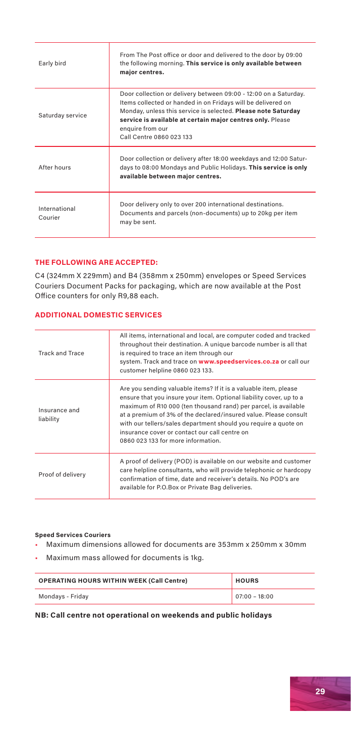| | |
|---|---|
| Early bird | From The Post office or door and delivered to the door by 09:00 the following morning. **This service is only available between major centres.** |
| Saturday service | Door collection or delivery between 09:00 - 12:00 on a Saturday. Items collected or handed in on Fridays will be delivered on Monday, unless this service is selected. **Please note Saturday service is available at certain major centres only.** Please enquire from our Call Centre 0860 023 133 |
| After hours | Door collection or delivery after 18:00 weekdays and 12:00 Saturdays to 08:00 Mondays and Public Holidays. **This service is only available between major centres.** |
| International Courier | Door delivery only to over 200 international destinations. Documents and parcels (non-documents) up to 20kg per item may be sent. |

## THE FOLLOWING ARE ACCEPTED:

C4 (324mm X 229mm) and B4 (358mm x 250mm) envelopes or Speed Services Couriers Document Packs for packaging, which are now available at the Post Office counters for only R9,88 each.

## ADDITIONAL DOMESTIC SERVICES

| | |
|---|---|
| Track and Trace | All items, international and local, are computer coded and tracked throughout their destination. A unique barcode number is all that is required to trace an item through our system. Track and trace on **www.speedservices.co.za** or call our customer helpline 0860 023 133. |
| Insurance and liability | Are you sending valuable items? If it is a valuable item, please ensure that you insure your item. Optional liability cover, up to a maximum of R10 000 (ten thousand rand) per parcel, is available at a premium of 3% of the declared/insured value. Please consult with our tellers/sales department should you require a quote on insurance cover or contact our call centre on 0860 023 133 for more information. |
| Proof of delivery | A proof of delivery (POD) is available on our website and customer care helpline consultants, who will provide telephonic or hardcopy confirmation of time, date and receiver's details. No POD's are available for P.O.Box or Private Bag deliveries. |

**Speed Services Couriers**

- Maximum dimensions allowed for documents are 353mm x 250mm x 30mm
- Maximum mass allowed for documents is 1kg.

| OPERATING HOURS WITHIN WEEK (Call Centre) | HOURS |
|---|---|
| Mondays - Friday | 07:00 – 18:00 |

**NB: Call centre not operational on weekends and public holidays**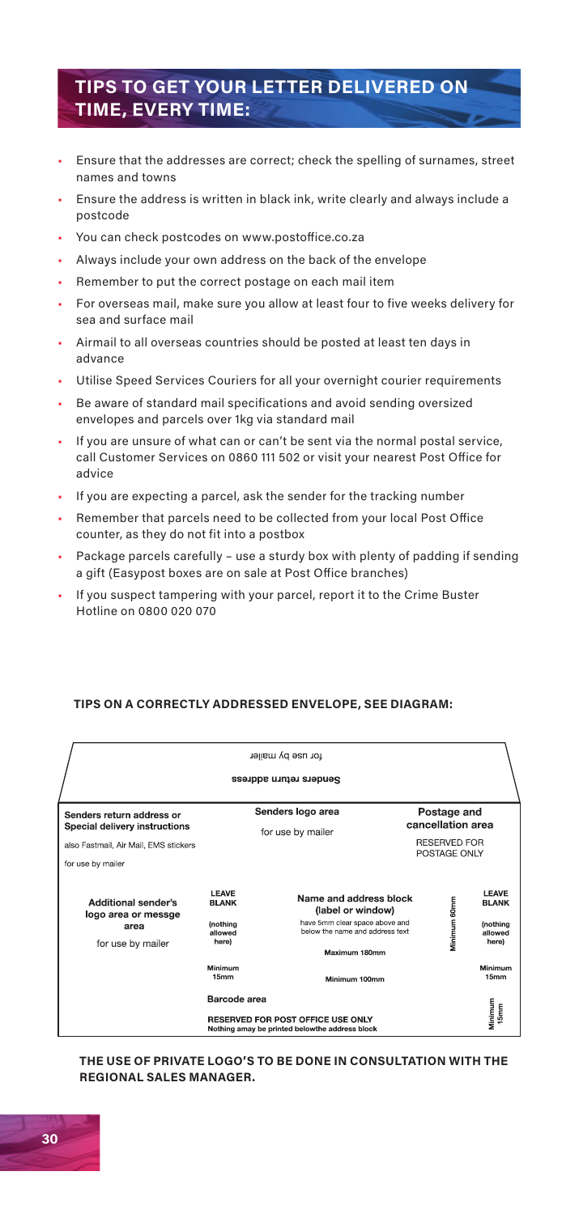## TIPS TO GET YOUR LETTER DELIVERED ON TIME, EVERY TIME:

- Ensure that the addresses are correct; check the spelling of surnames, street names and towns
- Ensure the address is written in black ink, write clearly and always include a postcode
- You can check postcodes on www.postoffice.co.za
- Always include your own address on the back of the envelope
- Remember to put the correct postage on each mail item
- For overseas mail, make sure you allow at least four to five weeks delivery for sea and surface mail
- Airmail to all overseas countries should be posted at least ten days in advance
- Utilise Speed Services Couriers for all your overnight courier requirements
- Be aware of standard mail specifications and avoid sending oversized envelopes and parcels over 1kg via standard mail
- If you are unsure of what can or can't be sent via the normal postal service, call Customer Services on 0860 111 502 or visit your nearest Post Office for advice
- If you are expecting a parcel, ask the sender for the tracking number
- Remember that parcels need to be collected from your local Post Office counter, as they do not fit into a postbox
- Package parcels carefully – use a sturdy box with plenty of padding if sending a gift (Easypost boxes are on sale at Post Office branches)
- If you suspect tampering with your parcel, report it to the Crime Buster Hotline on 0800 020 070

### TIPS ON A CORRECTLY ADDRESSED ENVELOPE, SEE DIAGRAM:

Senders return address

for use by mailer

| Senders return address or Special delivery instructions<br>also Fastmail, Air Mail, EMS stickers<br>for use by mailer | Senders logo area<br>for use by mailer | | | Postage and cancellation area<br>RESERVED FOR POSTAGE ONLY | |
|---|---|---|---|---|---|
| **Additional sender's logo area or messge area**<br>for use by mailer | **LEAVE BLANK**<br>(nothing allowed here)<br>Minimum 15mm | **Name and address block (label or window)**<br>have 5mm clear space above and below the name and address text<br>Maximum 180mm<br>Minimum 100mm | Minimum 60mm | | **LEAVE BLANK**<br>(nothing allowed here)<br>Minimum 15mm |
| | Barcode area<br>**RESERVED FOR POST OFFICE USE ONLY**<br>Nothing amay be printed belowthe address block | | | | Minimum 15mm |

**THE USE OF PRIVATE LOGO'S TO BE DONE IN CONSULTATION WITH THE REGIONAL SALES MANAGER.**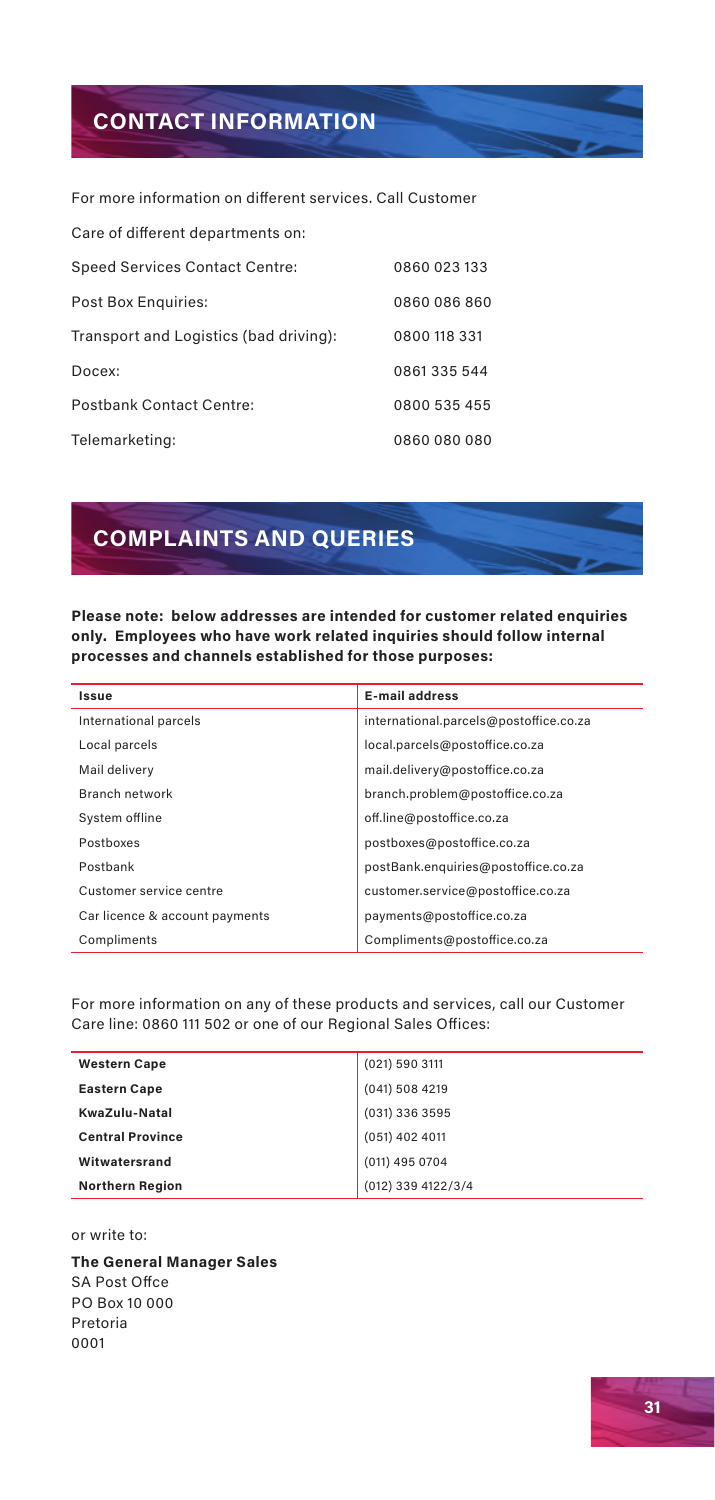## CONTACT INFORMATION

For more information on different services. Call Customer

Care of different departments on:

| | |
|---|---|
| Speed Services Contact Centre: | 0860 023 133 |
| Post Box Enquiries: | 0860 086 860 |
| Transport and Logistics (bad driving): | 0800 118 331 |
| Docex: | 0861 335 544 |
| Postbank Contact Centre: | 0800 535 455 |
| Telemarketing: | 0860 080 080 |

## COMPLAINTS AND QUERIES

**Please note: below addresses are intended for customer related enquiries only. Employees who have work related inquiries should follow internal processes and channels established for those purposes:**

| Issue | E-mail address |
|---|---|
| International parcels | international.parcels@postoffice.co.za |
| Local parcels | local.parcels@postoffice.co.za |
| Mail delivery | mail.delivery@postoffice.co.za |
| Branch network | branch.problem@postoffice.co.za |
| System offline | off.line@postoffice.co.za |
| Postboxes | postboxes@postoffice.co.za |
| Postbank | postBank.enquiries@postoffice.co.za |
| Customer service centre | customer.service@postoffice.co.za |
| Car licence & account payments | payments@postoffice.co.za |
| Compliments | Compliments@postoffice.co.za |

For more information on any of these products and services, call our Customer Care line: 0860 111 502 or one of our Regional Sales Offices:

| | |
|---|---|
| **Western Cape** | (021) 590 3111 |
| **Eastern Cape** | (041) 508 4219 |
| **KwaZulu-Natal** | (031) 336 3595 |
| **Central Province** | (051) 402 4011 |
| **Witwatersrand** | (011) 495 0704 |
| **Northern Region** | (012) 339 4122/3/4 |

or write to:

**The General Manager Sales**
SA Post Offce
PO Box 10 000
Pretoria
0001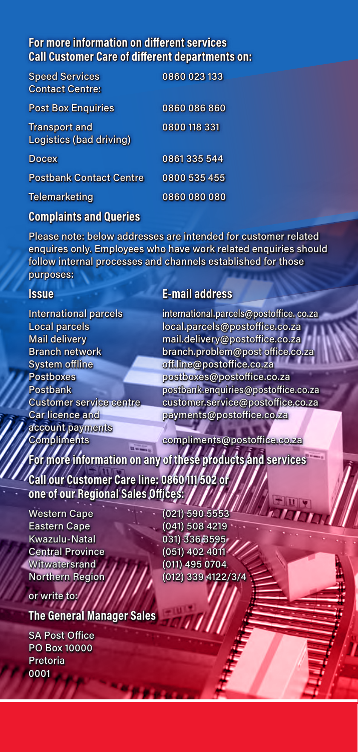## For more information on different services
## Call Customer Care of different departments on:

| | |
|---|---|
| Speed Services Contact Centre: | 0860 023 133 |
| Post Box Enquiries | 0860 086 860 |
| Transport and Logistics (bad driving) | 0800 118 331 |
| Docex | 0861 335 544 |
| Postbank Contact Centre | 0800 535 455 |
| Telemarketing | 0860 080 080 |

## Complaints and Queries

Please note: below addresses are intended for customer related enquires only. Employees who have work related enquiries should follow internal processes and channels established for those purposes:

| Issue | E-mail address |
|---|---|
| International parcels | international.parcels@postoffice. co.za |
| Local parcels | local.parcels@postoffice.co.za |
| Mail delivery | mail.delivery@postoffice.co.za |
| Branch network | branch.problem@post office.co.za |
| System offline | off.line@postoffice.co.za |
| Postboxes | postboxes@postoffice.co.za |
| Postbank | postbank.enquiries@postoffice.co.za |
| Customer service centre | customer.service@postoffice.co.za |
| Car licence and account payments | payments@postoffice.co.za |
| Compliments | compliments@postoffice.co.za |

## For more information on any of these products and services

## Call our Customer Care line: 0860 111 502 or one of our Regional Sales Offices:

| | |
|---|---|
| Western Cape | (021) 590 5553 |
| Eastern Cape | (041) 508 4219 |
| Kwazulu-Natal | 031) 336 3595 |
| Central Province | (051) 402 4011 |
| Witwatersrand | (011) 495 0704 |
| Northern Region | (012) 339 4122/3/4 |

or write to:

## The General Manager Sales

SA Post Office
PO Box 10000
Pretoria
0001